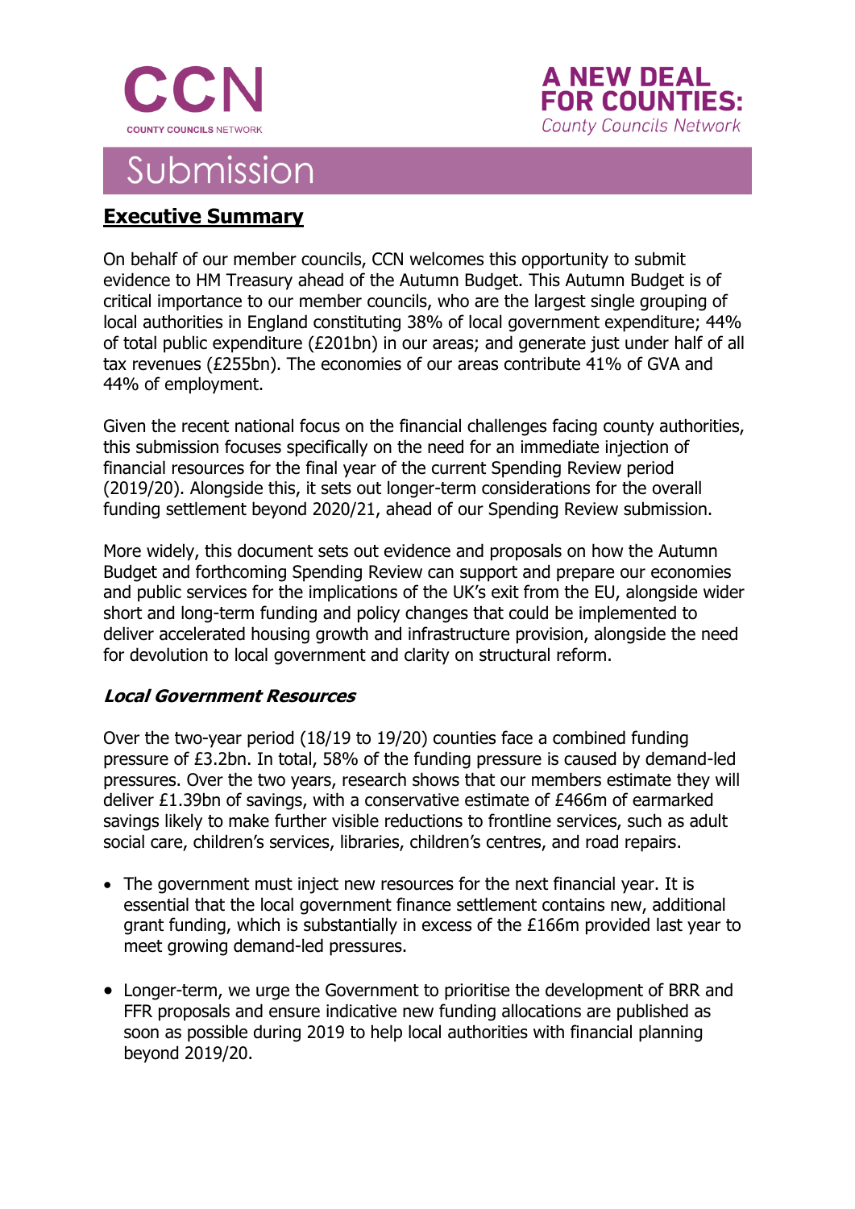CCN
COUNTY COUNCILS NETWORK

A NEW DEAL FOR COUNTIES:
County Councils Network

# Submission

## Executive Summary

On behalf of our member councils, CCN welcomes this opportunity to submit evidence to HM Treasury ahead of the Autumn Budget. This Autumn Budget is of critical importance to our member councils, who are the largest single grouping of local authorities in England constituting 38% of local government expenditure; 44% of total public expenditure (£201bn) in our areas; and generate just under half of all tax revenues (£255bn). The economies of our areas contribute 41% of GVA and 44% of employment.

Given the recent national focus on the financial challenges facing county authorities, this submission focuses specifically on the need for an immediate injection of financial resources for the final year of the current Spending Review period (2019/20). Alongside this, it sets out longer-term considerations for the overall funding settlement beyond 2020/21, ahead of our Spending Review submission.

More widely, this document sets out evidence and proposals on how the Autumn Budget and forthcoming Spending Review can support and prepare our economies and public services for the implications of the UK's exit from the EU, alongside wider short and long-term funding and policy changes that could be implemented to deliver accelerated housing growth and infrastructure provision, alongside the need for devolution to local government and clarity on structural reform.

### *Local Government Resources*

Over the two-year period (18/19 to 19/20) counties face a combined funding pressure of £3.2bn. In total, 58% of the funding pressure is caused by demand-led pressures. Over the two years, research shows that our members estimate they will deliver £1.39bn of savings, with a conservative estimate of £466m of earmarked savings likely to make further visible reductions to frontline services, such as adult social care, children's services, libraries, children's centres, and road repairs.

- The government must inject new resources for the next financial year. It is essential that the local government finance settlement contains new, additional grant funding, which is substantially in excess of the £166m provided last year to meet growing demand-led pressures.

- Longer-term, we urge the Government to prioritise the development of BRR and FFR proposals and ensure indicative new funding allocations are published as soon as possible during 2019 to help local authorities with financial planning beyond 2019/20.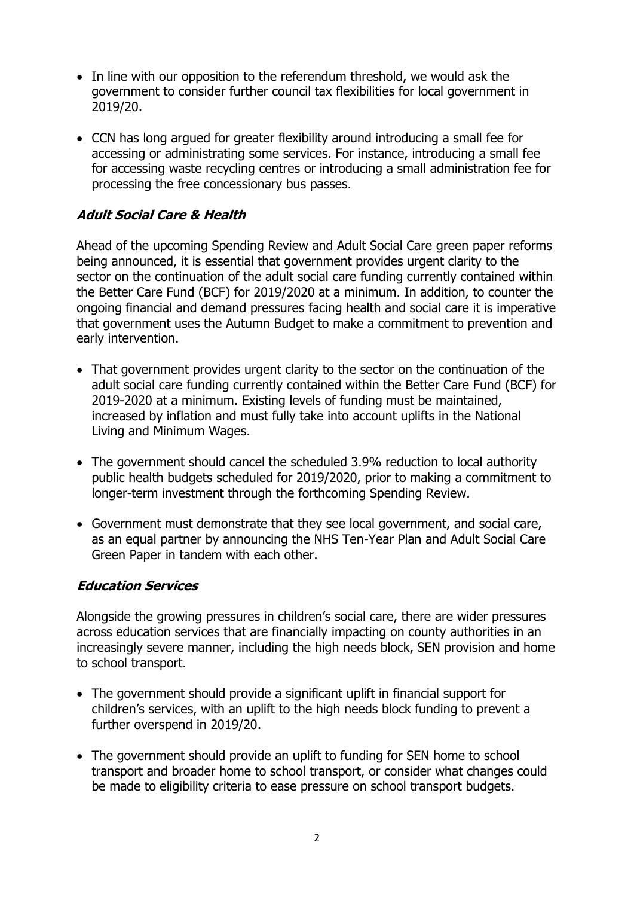- In line with our opposition to the referendum threshold, we would ask the government to consider further council tax flexibilities for local government in 2019/20.

- CCN has long argued for greater flexibility around introducing a small fee for accessing or administrating some services. For instance, introducing a small fee for accessing waste recycling centres or introducing a small administration fee for processing the free concessionary bus passes.

***Adult Social Care & Health***

Ahead of the upcoming Spending Review and Adult Social Care green paper reforms being announced, it is essential that government provides urgent clarity to the sector on the continuation of the adult social care funding currently contained within the Better Care Fund (BCF) for 2019/2020 at a minimum. In addition, to counter the ongoing financial and demand pressures facing health and social care it is imperative that government uses the Autumn Budget to make a commitment to prevention and early intervention.

- That government provides urgent clarity to the sector on the continuation of the adult social care funding currently contained within the Better Care Fund (BCF) for 2019-2020 at a minimum. Existing levels of funding must be maintained, increased by inflation and must fully take into account uplifts in the National Living and Minimum Wages.

- The government should cancel the scheduled 3.9% reduction to local authority public health budgets scheduled for 2019/2020, prior to making a commitment to longer-term investment through the forthcoming Spending Review.

- Government must demonstrate that they see local government, and social care, as an equal partner by announcing the NHS Ten-Year Plan and Adult Social Care Green Paper in tandem with each other.

***Education Services***

Alongside the growing pressures in children's social care, there are wider pressures across education services that are financially impacting on county authorities in an increasingly severe manner, including the high needs block, SEN provision and home to school transport.

- The government should provide a significant uplift in financial support for children's services, with an uplift to the high needs block funding to prevent a further overspend in 2019/20.

- The government should provide an uplift to funding for SEN home to school transport and broader home to school transport, or consider what changes could be made to eligibility criteria to ease pressure on school transport budgets.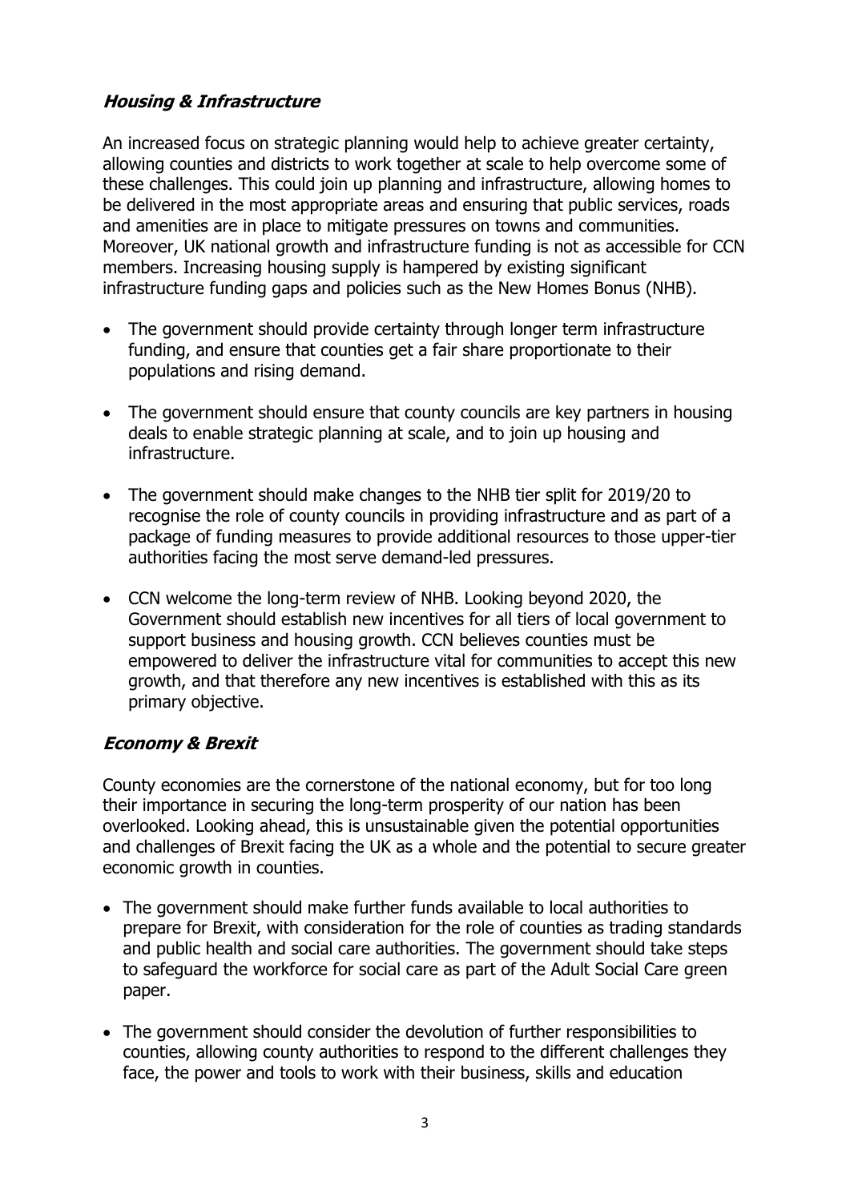### ***Housing & Infrastructure***

An increased focus on strategic planning would help to achieve greater certainty, allowing counties and districts to work together at scale to help overcome some of these challenges. This could join up planning and infrastructure, allowing homes to be delivered in the most appropriate areas and ensuring that public services, roads and amenities are in place to mitigate pressures on towns and communities. Moreover, UK national growth and infrastructure funding is not as accessible for CCN members. Increasing housing supply is hampered by existing significant infrastructure funding gaps and policies such as the New Homes Bonus (NHB).

- The government should provide certainty through longer term infrastructure funding, and ensure that counties get a fair share proportionate to their populations and rising demand.

- The government should ensure that county councils are key partners in housing deals to enable strategic planning at scale, and to join up housing and infrastructure.

- The government should make changes to the NHB tier split for 2019/20 to recognise the role of county councils in providing infrastructure and as part of a package of funding measures to provide additional resources to those upper-tier authorities facing the most serve demand-led pressures.

- CCN welcome the long-term review of NHB. Looking beyond 2020, the Government should establish new incentives for all tiers of local government to support business and housing growth. CCN believes counties must be empowered to deliver the infrastructure vital for communities to accept this new growth, and that therefore any new incentives is established with this as its primary objective.

### ***Economy & Brexit***

County economies are the cornerstone of the national economy, but for too long their importance in securing the long-term prosperity of our nation has been overlooked. Looking ahead, this is unsustainable given the potential opportunities and challenges of Brexit facing the UK as a whole and the potential to secure greater economic growth in counties.

- The government should make further funds available to local authorities to prepare for Brexit, with consideration for the role of counties as trading standards and public health and social care authorities. The government should take steps to safeguard the workforce for social care as part of the Adult Social Care green paper.

- The government should consider the devolution of further responsibilities to counties, allowing county authorities to respond to the different challenges they face, the power and tools to work with their business, skills and education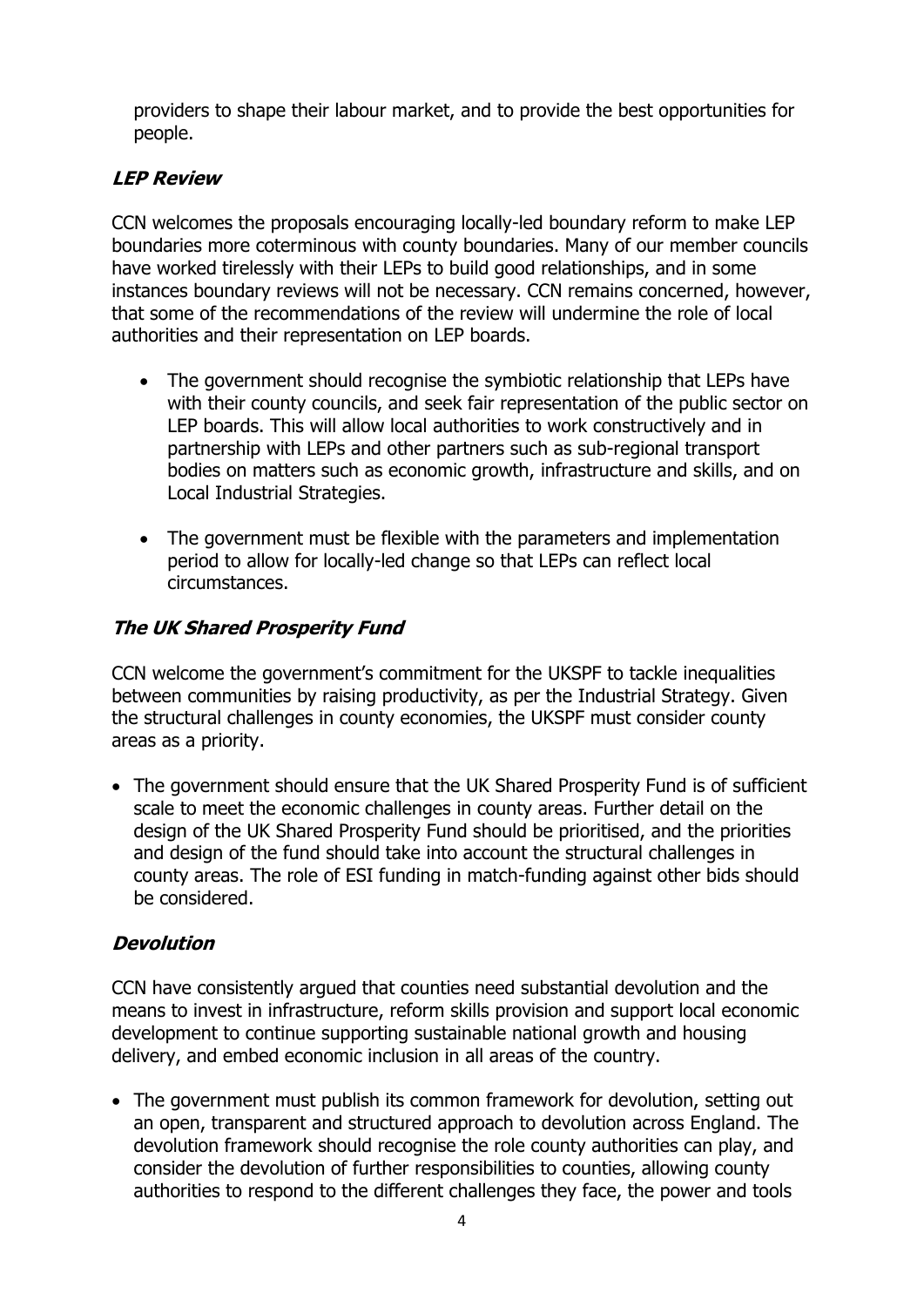providers to shape their labour market, and to provide the best opportunities for people.

### *LEP Review*

CCN welcomes the proposals encouraging locally-led boundary reform to make LEP boundaries more coterminous with county boundaries. Many of our member councils have worked tirelessly with their LEPs to build good relationships, and in some instances boundary reviews will not be necessary. CCN remains concerned, however, that some of the recommendations of the review will undermine the role of local authorities and their representation on LEP boards.

- The government should recognise the symbiotic relationship that LEPs have with their county councils, and seek fair representation of the public sector on LEP boards. This will allow local authorities to work constructively and in partnership with LEPs and other partners such as sub-regional transport bodies on matters such as economic growth, infrastructure and skills, and on Local Industrial Strategies.

- The government must be flexible with the parameters and implementation period to allow for locally-led change so that LEPs can reflect local circumstances.

### *The UK Shared Prosperity Fund*

CCN welcome the government's commitment for the UKSPF to tackle inequalities between communities by raising productivity, as per the Industrial Strategy. Given the structural challenges in county economies, the UKSPF must consider county areas as a priority.

- The government should ensure that the UK Shared Prosperity Fund is of sufficient scale to meet the economic challenges in county areas. Further detail on the design of the UK Shared Prosperity Fund should be prioritised, and the priorities and design of the fund should take into account the structural challenges in county areas. The role of ESI funding in match-funding against other bids should be considered.

### *Devolution*

CCN have consistently argued that counties need substantial devolution and the means to invest in infrastructure, reform skills provision and support local economic development to continue supporting sustainable national growth and housing delivery, and embed economic inclusion in all areas of the country.

- The government must publish its common framework for devolution, setting out an open, transparent and structured approach to devolution across England. The devolution framework should recognise the role county authorities can play, and consider the devolution of further responsibilities to counties, allowing county authorities to respond to the different challenges they face, the power and tools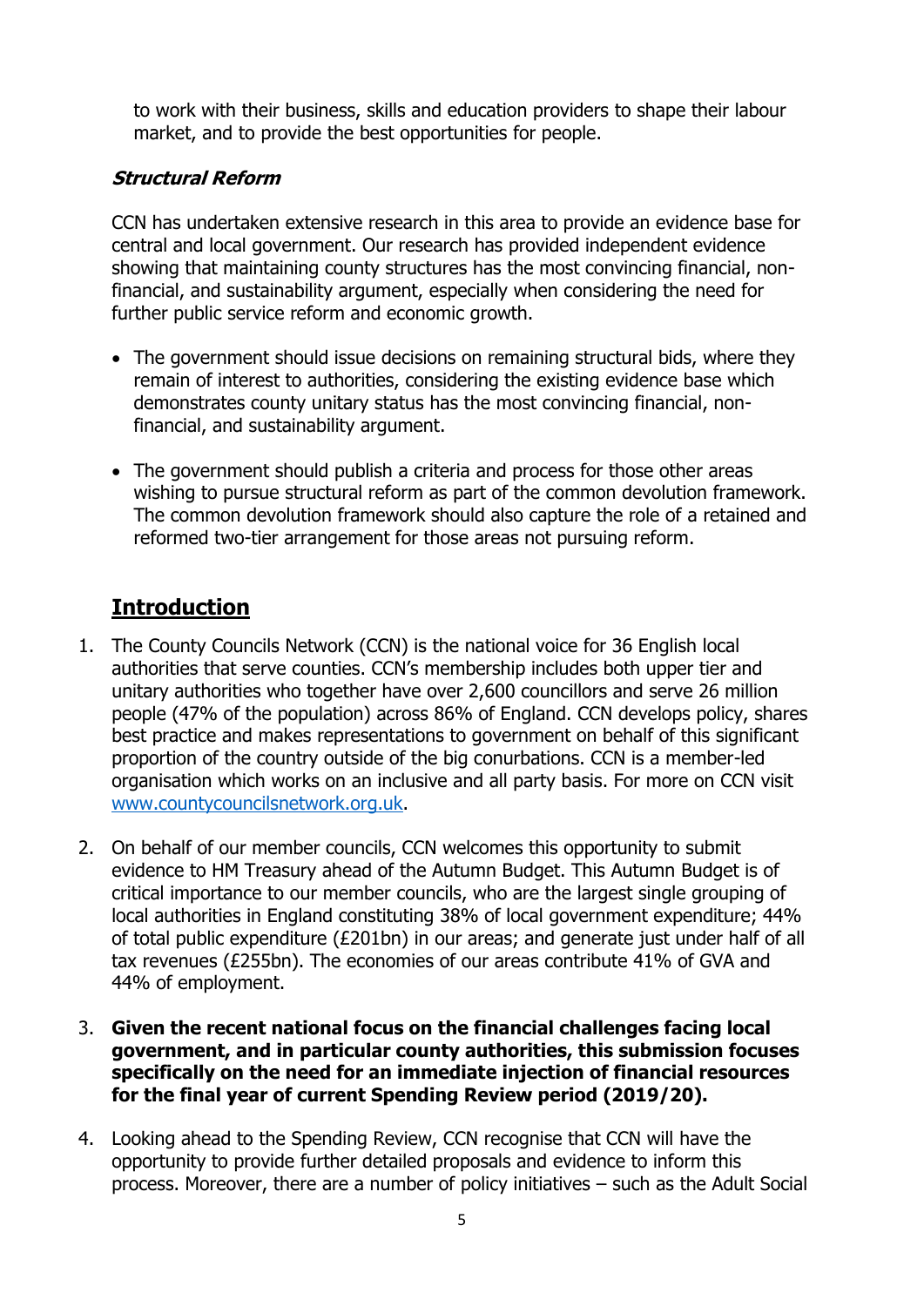to work with their business, skills and education providers to shape their labour market, and to provide the best opportunities for people.

***Structural Reform***

CCN has undertaken extensive research in this area to provide an evidence base for central and local government. Our research has provided independent evidence showing that maintaining county structures has the most convincing financial, non-financial, and sustainability argument, especially when considering the need for further public service reform and economic growth.

- The government should issue decisions on remaining structural bids, where they remain of interest to authorities, considering the existing evidence base which demonstrates county unitary status has the most convincing financial, non-financial, and sustainability argument.

- The government should publish a criteria and process for those other areas wishing to pursue structural reform as part of the common devolution framework. The common devolution framework should also capture the role of a retained and reformed two-tier arrangement for those areas not pursuing reform.

## Introduction

1. The County Councils Network (CCN) is the national voice for 36 English local authorities that serve counties. CCN's membership includes both upper tier and unitary authorities who together have over 2,600 councillors and serve 26 million people (47% of the population) across 86% of England. CCN develops policy, shares best practice and makes representations to government on behalf of this significant proportion of the country outside of the big conurbations. CCN is a member-led organisation which works on an inclusive and all party basis. For more on CCN visit [www.countycouncilsnetwork.org.uk](http://www.countycouncilsnetwork.org.uk).

2. On behalf of our member councils, CCN welcomes this opportunity to submit evidence to HM Treasury ahead of the Autumn Budget. This Autumn Budget is of critical importance to our member councils, who are the largest single grouping of local authorities in England constituting 38% of local government expenditure; 44% of total public expenditure (£201bn) in our areas; and generate just under half of all tax revenues (£255bn). The economies of our areas contribute 41% of GVA and 44% of employment.

3. **Given the recent national focus on the financial challenges facing local government, and in particular county authorities, this submission focuses specifically on the need for an immediate injection of financial resources for the final year of current Spending Review period (2019/20).**

4. Looking ahead to the Spending Review, CCN recognise that CCN will have the opportunity to provide further detailed proposals and evidence to inform this process. Moreover, there are a number of policy initiatives – such as the Adult Social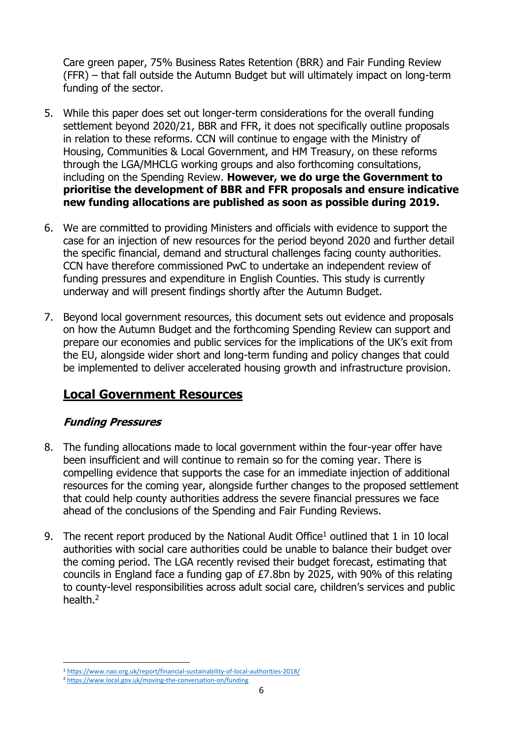Care green paper, 75% Business Rates Retention (BRR) and Fair Funding Review (FFR) – that fall outside the Autumn Budget but will ultimately impact on long-term funding of the sector.

5. While this paper does set out longer-term considerations for the overall funding settlement beyond 2020/21, BBR and FFR, it does not specifically outline proposals in relation to these reforms. CCN will continue to engage with the Ministry of Housing, Communities & Local Government, and HM Treasury, on these reforms through the LGA/MHCLG working groups and also forthcoming consultations, including on the Spending Review. **However, we do urge the Government to prioritise the development of BBR and FFR proposals and ensure indicative new funding allocations are published as soon as possible during 2019.**

6. We are committed to providing Ministers and officials with evidence to support the case for an injection of new resources for the period beyond 2020 and further detail the specific financial, demand and structural challenges facing county authorities. CCN have therefore commissioned PwC to undertake an independent review of funding pressures and expenditure in English Counties. This study is currently underway and will present findings shortly after the Autumn Budget.

7. Beyond local government resources, this document sets out evidence and proposals on how the Autumn Budget and the forthcoming Spending Review can support and prepare our economies and public services for the implications of the UK's exit from the EU, alongside wider short and long-term funding and policy changes that could be implemented to deliver accelerated housing growth and infrastructure provision.

## Local Government Resources

### *Funding Pressures*

8. The funding allocations made to local government within the four-year offer have been insufficient and will continue to remain so for the coming year. There is compelling evidence that supports the case for an immediate injection of additional resources for the coming year, alongside further changes to the proposed settlement that could help county authorities address the severe financial pressures we face ahead of the conclusions of the Spending and Fair Funding Reviews.

9. The recent report produced by the National Audit Office[1] outlined that 1 in 10 local authorities with social care authorities could be unable to balance their budget over the coming period. The LGA recently revised their budget forecast, estimating that councils in England face a funding gap of £7.8bn by 2025, with 90% of this relating to county-level responsibilities across adult social care, children's services and public health.[2]

---

[1] https://www.nao.org.uk/report/financial-sustainability-of-local-authorities-2018/

[2] https://www.local.gov.uk/moving-the-conversation-on/funding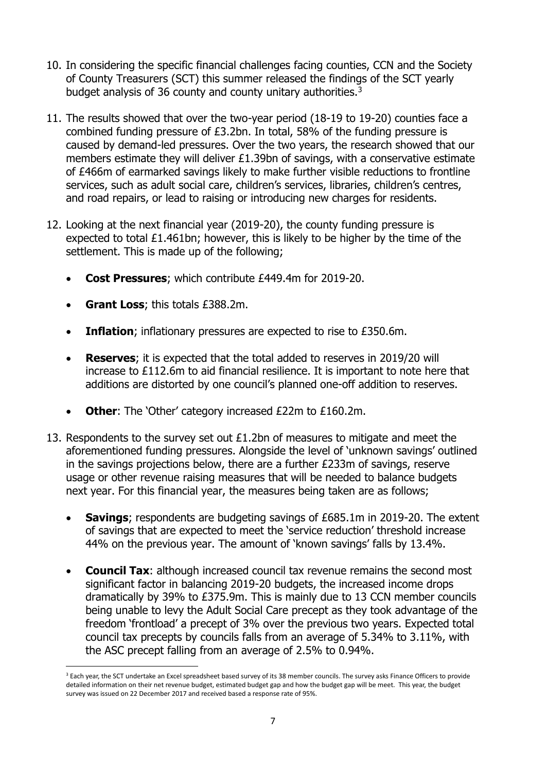10. In considering the specific financial challenges facing counties, CCN and the Society of County Treasurers (SCT) this summer released the findings of the SCT yearly budget analysis of 36 county and county unitary authorities.[3]

11. The results showed that over the two-year period (18-19 to 19-20) counties face a combined funding pressure of £3.2bn. In total, 58% of the funding pressure is caused by demand-led pressures. Over the two years, the research showed that our members estimate they will deliver £1.39bn of savings, with a conservative estimate of £466m of earmarked savings likely to make further visible reductions to frontline services, such as adult social care, children's services, libraries, children's centres, and road repairs, or lead to raising or introducing new charges for residents.

12. Looking at the next financial year (2019-20), the county funding pressure is expected to total £1.461bn; however, this is likely to be higher by the time of the settlement. This is made up of the following;

    - **Cost Pressures**; which contribute £449.4m for 2019-20.
    - **Grant Loss**; this totals £388.2m.
    - **Inflation**; inflationary pressures are expected to rise to £350.6m.
    - **Reserves**; it is expected that the total added to reserves in 2019/20 will increase to £112.6m to aid financial resilience. It is important to note here that additions are distorted by one council's planned one-off addition to reserves.
    - **Other**: The 'Other' category increased £22m to £160.2m.

13. Respondents to the survey set out £1.2bn of measures to mitigate and meet the aforementioned funding pressures. Alongside the level of 'unknown savings' outlined in the savings projections below, there are a further £233m of savings, reserve usage or other revenue raising measures that will be needed to balance budgets next year. For this financial year, the measures being taken are as follows;

    - **Savings**; respondents are budgeting savings of £685.1m in 2019-20. The extent of savings that are expected to meet the 'service reduction' threshold increase 44% on the previous year. The amount of 'known savings' falls by 13.4%.
    - **Council Tax**: although increased council tax revenue remains the second most significant factor in balancing 2019-20 budgets, the increased income drops dramatically by 39% to £375.9m. This is mainly due to 13 CCN member councils being unable to levy the Adult Social Care precept as they took advantage of the freedom 'frontload' a precept of 3% over the previous two years. Expected total council tax precepts by councils falls from an average of 5.34% to 3.11%, with the ASC precept falling from an average of 2.5% to 0.94%.

[3] Each year, the SCT undertake an Excel spreadsheet based survey of its 38 member councils. The survey asks Finance Officers to provide detailed information on their net revenue budget, estimated budget gap and how the budget gap will be meet. This year, the budget survey was issued on 22 December 2017 and received based a response rate of 95%.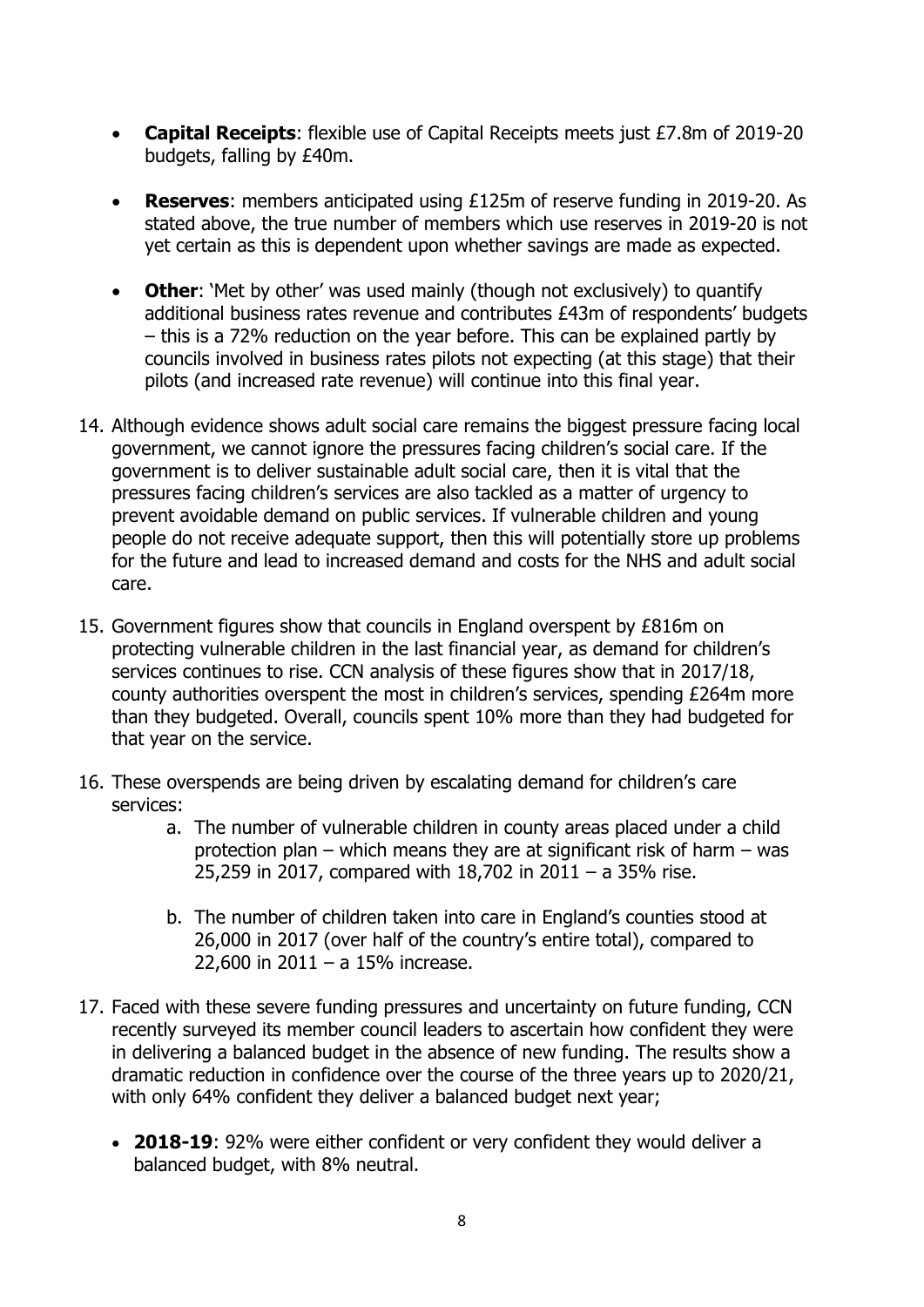- **Capital Receipts**: flexible use of Capital Receipts meets just £7.8m of 2019-20 budgets, falling by £40m.

- **Reserves**: members anticipated using £125m of reserve funding in 2019-20. As stated above, the true number of members which use reserves in 2019-20 is not yet certain as this is dependent upon whether savings are made as expected.

- **Other**: 'Met by other' was used mainly (though not exclusively) to quantify additional business rates revenue and contributes £43m of respondents' budgets – this is a 72% reduction on the year before. This can be explained partly by councils involved in business rates pilots not expecting (at this stage) that their pilots (and increased rate revenue) will continue into this final year.

14. Although evidence shows adult social care remains the biggest pressure facing local government, we cannot ignore the pressures facing children's social care. If the government is to deliver sustainable adult social care, then it is vital that the pressures facing children's services are also tackled as a matter of urgency to prevent avoidable demand on public services. If vulnerable children and young people do not receive adequate support, then this will potentially store up problems for the future and lead to increased demand and costs for the NHS and adult social care.

15. Government figures show that councils in England overspent by £816m on protecting vulnerable children in the last financial year, as demand for children's services continues to rise. CCN analysis of these figures show that in 2017/18, county authorities overspent the most in children's services, spending £264m more than they budgeted. Overall, councils spent 10% more than they had budgeted for that year on the service.

16. These overspends are being driven by escalating demand for children's care services:
    a. The number of vulnerable children in county areas placed under a child protection plan – which means they are at significant risk of harm – was 25,259 in 2017, compared with 18,702 in 2011 – a 35% rise.

    b. The number of children taken into care in England's counties stood at 26,000 in 2017 (over half of the country's entire total), compared to 22,600 in 2011 – a 15% increase.

17. Faced with these severe funding pressures and uncertainty on future funding, CCN recently surveyed its member council leaders to ascertain how confident they were in delivering a balanced budget in the absence of new funding. The results show a dramatic reduction in confidence over the course of the three years up to 2020/21, with only 64% confident they deliver a balanced budget next year;

    - **2018-19**: 92% were either confident or very confident they would deliver a balanced budget, with 8% neutral.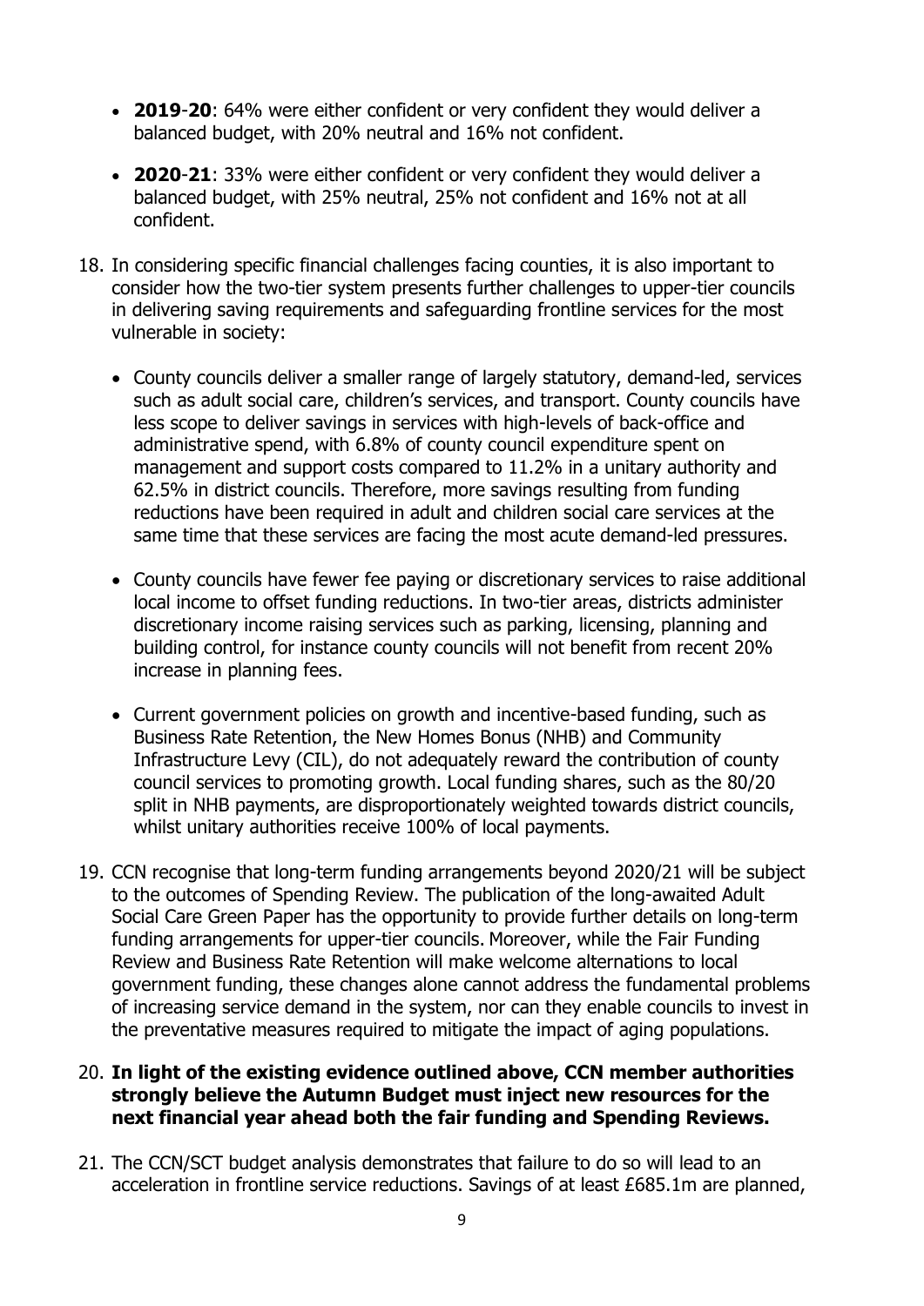- **2019-20**: 64% were either confident or very confident they would deliver a balanced budget, with 20% neutral and 16% not confident.

- **2020-21**: 33% were either confident or very confident they would deliver a balanced budget, with 25% neutral, 25% not confident and 16% not at all confident.

18. In considering specific financial challenges facing counties, it is also important to consider how the two-tier system presents further challenges to upper-tier councils in delivering saving requirements and safeguarding frontline services for the most vulnerable in society:

    - County councils deliver a smaller range of largely statutory, demand-led, services such as adult social care, children's services, and transport. County councils have less scope to deliver savings in services with high-levels of back-office and administrative spend, with 6.8% of county council expenditure spent on management and support costs compared to 11.2% in a unitary authority and 62.5% in district councils. Therefore, more savings resulting from funding reductions have been required in adult and children social care services at the same time that these services are facing the most acute demand-led pressures.

    - County councils have fewer fee paying or discretionary services to raise additional local income to offset funding reductions. In two-tier areas, districts administer discretionary income raising services such as parking, licensing, planning and building control, for instance county councils will not benefit from recent 20% increase in planning fees.

    - Current government policies on growth and incentive-based funding, such as Business Rate Retention, the New Homes Bonus (NHB) and Community Infrastructure Levy (CIL), do not adequately reward the contribution of county council services to promoting growth. Local funding shares, such as the 80/20 split in NHB payments, are disproportionately weighted towards district councils, whilst unitary authorities receive 100% of local payments.

19. CCN recognise that long-term funding arrangements beyond 2020/21 will be subject to the outcomes of Spending Review. The publication of the long-awaited Adult Social Care Green Paper has the opportunity to provide further details on long-term funding arrangements for upper-tier councils. Moreover, while the Fair Funding Review and Business Rate Retention will make welcome alternations to local government funding, these changes alone cannot address the fundamental problems of increasing service demand in the system, nor can they enable councils to invest in the preventative measures required to mitigate the impact of aging populations.

20. **In light of the existing evidence outlined above, CCN member authorities strongly believe the Autumn Budget must inject new resources for the next financial year ahead both the fair funding and Spending Reviews.**

21. The CCN/SCT budget analysis demonstrates that failure to do so will lead to an acceleration in frontline service reductions. Savings of at least £685.1m are planned,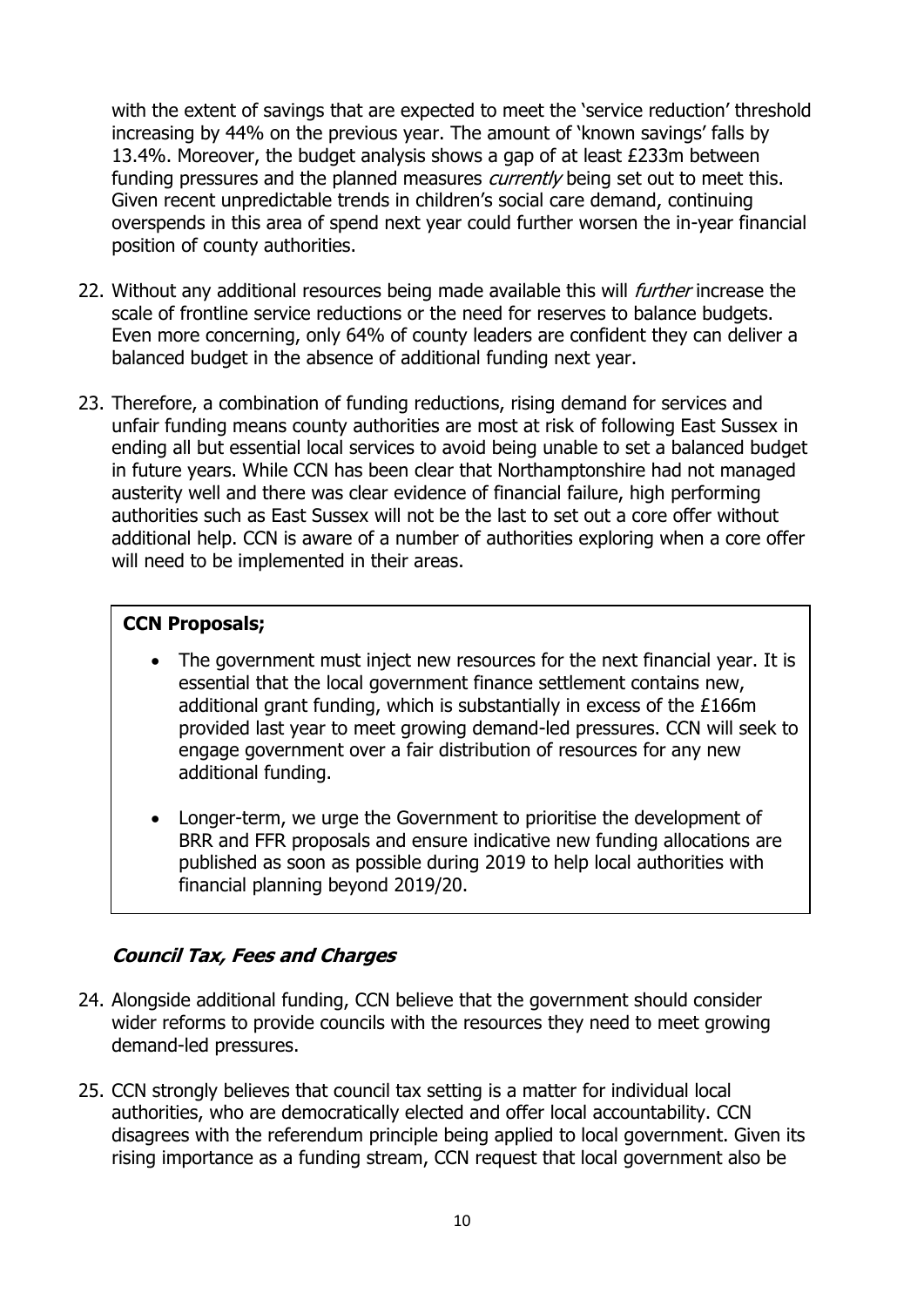with the extent of savings that are expected to meet the 'service reduction' threshold increasing by 44% on the previous year. The amount of 'known savings' falls by 13.4%. Moreover, the budget analysis shows a gap of at least £233m between funding pressures and the planned measures *currently* being set out to meet this. Given recent unpredictable trends in children's social care demand, continuing overspends in this area of spend next year could further worsen the in-year financial position of county authorities.

22. Without any additional resources being made available this will *further* increase the scale of frontline service reductions or the need for reserves to balance budgets. Even more concerning, only 64% of county leaders are confident they can deliver a balanced budget in the absence of additional funding next year.

23. Therefore, a combination of funding reductions, rising demand for services and unfair funding means county authorities are most at risk of following East Sussex in ending all but essential local services to avoid being unable to set a balanced budget in future years. While CCN has been clear that Northamptonshire had not managed austerity well and there was clear evidence of financial failure, high performing authorities such as East Sussex will not be the last to set out a core offer without additional help. CCN is aware of a number of authorities exploring when a core offer will need to be implemented in their areas.

**CCN Proposals;**

- The government must inject new resources for the next financial year. It is essential that the local government finance settlement contains new, additional grant funding, which is substantially in excess of the £166m provided last year to meet growing demand-led pressures. CCN will seek to engage government over a fair distribution of resources for any new additional funding.
- Longer-term, we urge the Government to prioritise the development of BRR and FFR proposals and ensure indicative new funding allocations are published as soon as possible during 2019 to help local authorities with financial planning beyond 2019/20.

### *Council Tax, Fees and Charges*

24. Alongside additional funding, CCN believe that the government should consider wider reforms to provide councils with the resources they need to meet growing demand-led pressures.

25. CCN strongly believes that council tax setting is a matter for individual local authorities, who are democratically elected and offer local accountability. CCN disagrees with the referendum principle being applied to local government. Given its rising importance as a funding stream, CCN request that local government also be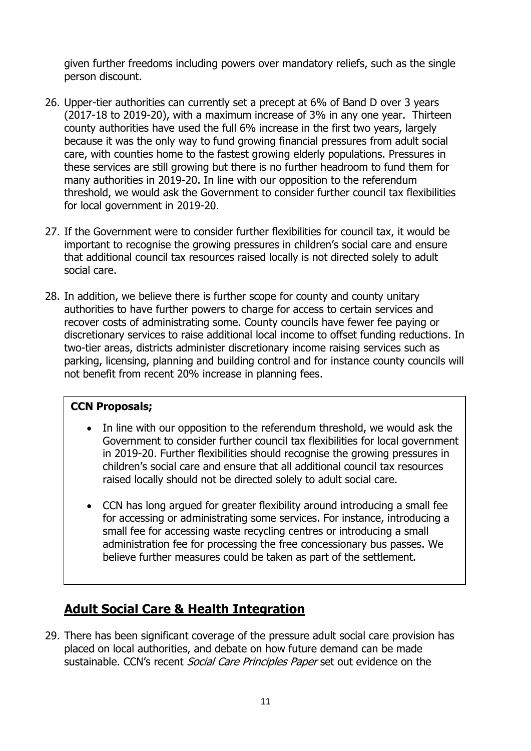given further freedoms including powers over mandatory reliefs, such as the single person discount.

26. Upper-tier authorities can currently set a precept at 6% of Band D over 3 years (2017-18 to 2019-20), with a maximum increase of 3% in any one year. Thirteen county authorities have used the full 6% increase in the first two years, largely because it was the only way to fund growing financial pressures from adult social care, with counties home to the fastest growing elderly populations. Pressures in these services are still growing but there is no further headroom to fund them for many authorities in 2019-20. In line with our opposition to the referendum threshold, we would ask the Government to consider further council tax flexibilities for local government in 2019-20.

27. If the Government were to consider further flexibilities for council tax, it would be important to recognise the growing pressures in children's social care and ensure that additional council tax resources raised locally is not directed solely to adult social care.

28. In addition, we believe there is further scope for county and county unitary authorities to have further powers to charge for access to certain services and recover costs of administrating some. County councils have fewer fee paying or discretionary services to raise additional local income to offset funding reductions. In two-tier areas, districts administer discretionary income raising services such as parking, licensing, planning and building control and for instance county councils will not benefit from recent 20% increase in planning fees.

**CCN Proposals;**

- In line with our opposition to the referendum threshold, we would ask the Government to consider further council tax flexibilities for local government in 2019-20. Further flexibilities should recognise the growing pressures in children's social care and ensure that all additional council tax resources raised locally should not be directed solely to adult social care.

- CCN has long argued for greater flexibility around introducing a small fee for accessing or administrating some services. For instance, introducing a small fee for accessing waste recycling centres or introducing a small administration fee for processing the free concessionary bus passes. We believe further measures could be taken as part of the settlement.

## Adult Social Care & Health Integration

29. There has been significant coverage of the pressure adult social care provision has placed on local authorities, and debate on how future demand can be made sustainable. CCN's recent *Social Care Principles Paper* set out evidence on the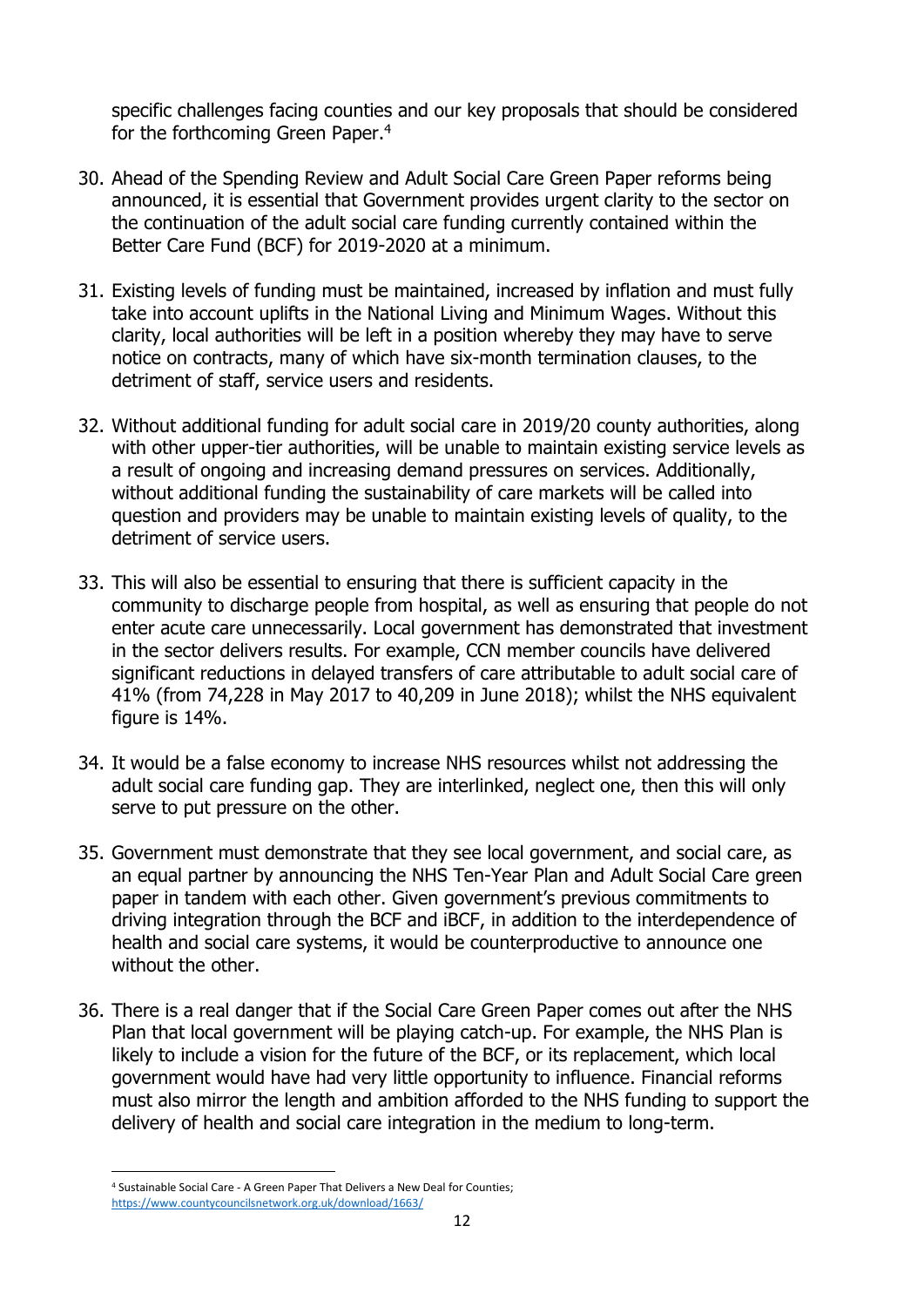specific challenges facing counties and our key proposals that should be considered for the forthcoming Green Paper.[4]

30. Ahead of the Spending Review and Adult Social Care Green Paper reforms being announced, it is essential that Government provides urgent clarity to the sector on the continuation of the adult social care funding currently contained within the Better Care Fund (BCF) for 2019-2020 at a minimum.

31. Existing levels of funding must be maintained, increased by inflation and must fully take into account uplifts in the National Living and Minimum Wages. Without this clarity, local authorities will be left in a position whereby they may have to serve notice on contracts, many of which have six-month termination clauses, to the detriment of staff, service users and residents.

32. Without additional funding for adult social care in 2019/20 county authorities, along with other upper-tier authorities, will be unable to maintain existing service levels as a result of ongoing and increasing demand pressures on services. Additionally, without additional funding the sustainability of care markets will be called into question and providers may be unable to maintain existing levels of quality, to the detriment of service users.

33. This will also be essential to ensuring that there is sufficient capacity in the community to discharge people from hospital, as well as ensuring that people do not enter acute care unnecessarily. Local government has demonstrated that investment in the sector delivers results. For example, CCN member councils have delivered significant reductions in delayed transfers of care attributable to adult social care of 41% (from 74,228 in May 2017 to 40,209 in June 2018); whilst the NHS equivalent figure is 14%.

34. It would be a false economy to increase NHS resources whilst not addressing the adult social care funding gap. They are interlinked, neglect one, then this will only serve to put pressure on the other.

35. Government must demonstrate that they see local government, and social care, as an equal partner by announcing the NHS Ten-Year Plan and Adult Social Care green paper in tandem with each other. Given government's previous commitments to driving integration through the BCF and iBCF, in addition to the interdependence of health and social care systems, it would be counterproductive to announce one without the other.

36. There is a real danger that if the Social Care Green Paper comes out after the NHS Plan that local government will be playing catch-up. For example, the NHS Plan is likely to include a vision for the future of the BCF, or its replacement, which local government would have had very little opportunity to influence. Financial reforms must also mirror the length and ambition afforded to the NHS funding to support the delivery of health and social care integration in the medium to long-term.

---

[4] Sustainable Social Care - A Green Paper That Delivers a New Deal for Counties; https://www.countycouncilsnetwork.org.uk/download/1663/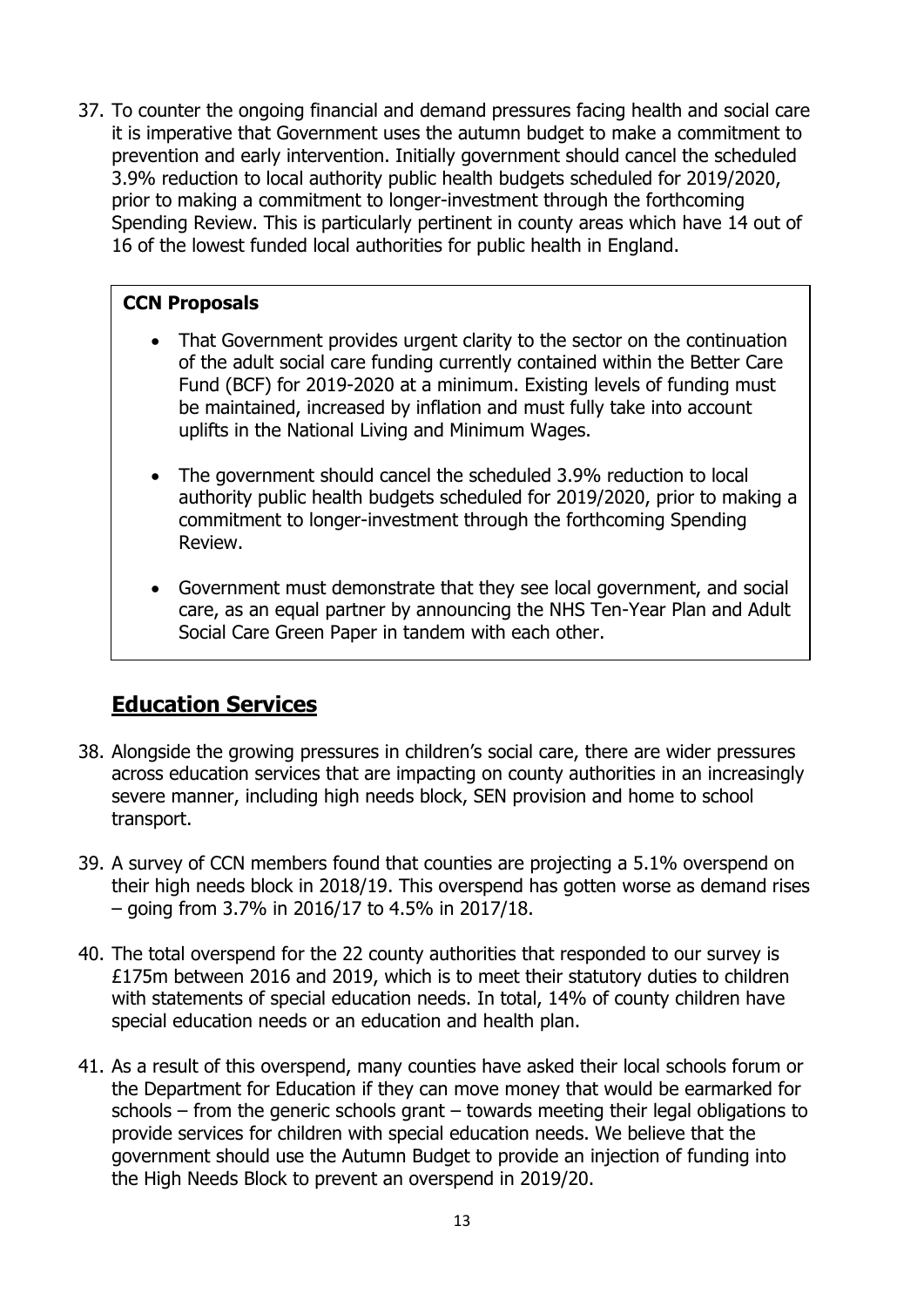37. To counter the ongoing financial and demand pressures facing health and social care it is imperative that Government uses the autumn budget to make a commitment to prevention and early intervention. Initially government should cancel the scheduled 3.9% reduction to local authority public health budgets scheduled for 2019/2020, prior to making a commitment to longer-investment through the forthcoming Spending Review. This is particularly pertinent in county areas which have 14 out of 16 of the lowest funded local authorities for public health in England.

**CCN Proposals**

- That Government provides urgent clarity to the sector on the continuation of the adult social care funding currently contained within the Better Care Fund (BCF) for 2019-2020 at a minimum. Existing levels of funding must be maintained, increased by inflation and must fully take into account uplifts in the National Living and Minimum Wages.
- The government should cancel the scheduled 3.9% reduction to local authority public health budgets scheduled for 2019/2020, prior to making a commitment to longer-investment through the forthcoming Spending Review.
- Government must demonstrate that they see local government, and social care, as an equal partner by announcing the NHS Ten-Year Plan and Adult Social Care Green Paper in tandem with each other.

## Education Services

38. Alongside the growing pressures in children's social care, there are wider pressures across education services that are impacting on county authorities in an increasingly severe manner, including high needs block, SEN provision and home to school transport.

39. A survey of CCN members found that counties are projecting a 5.1% overspend on their high needs block in 2018/19. This overspend has gotten worse as demand rises – going from 3.7% in 2016/17 to 4.5% in 2017/18.

40. The total overspend for the 22 county authorities that responded to our survey is £175m between 2016 and 2019, which is to meet their statutory duties to children with statements of special education needs. In total, 14% of county children have special education needs or an education and health plan.

41. As a result of this overspend, many counties have asked their local schools forum or the Department for Education if they can move money that would be earmarked for schools – from the generic schools grant – towards meeting their legal obligations to provide services for children with special education needs. We believe that the government should use the Autumn Budget to provide an injection of funding into the High Needs Block to prevent an overspend in 2019/20.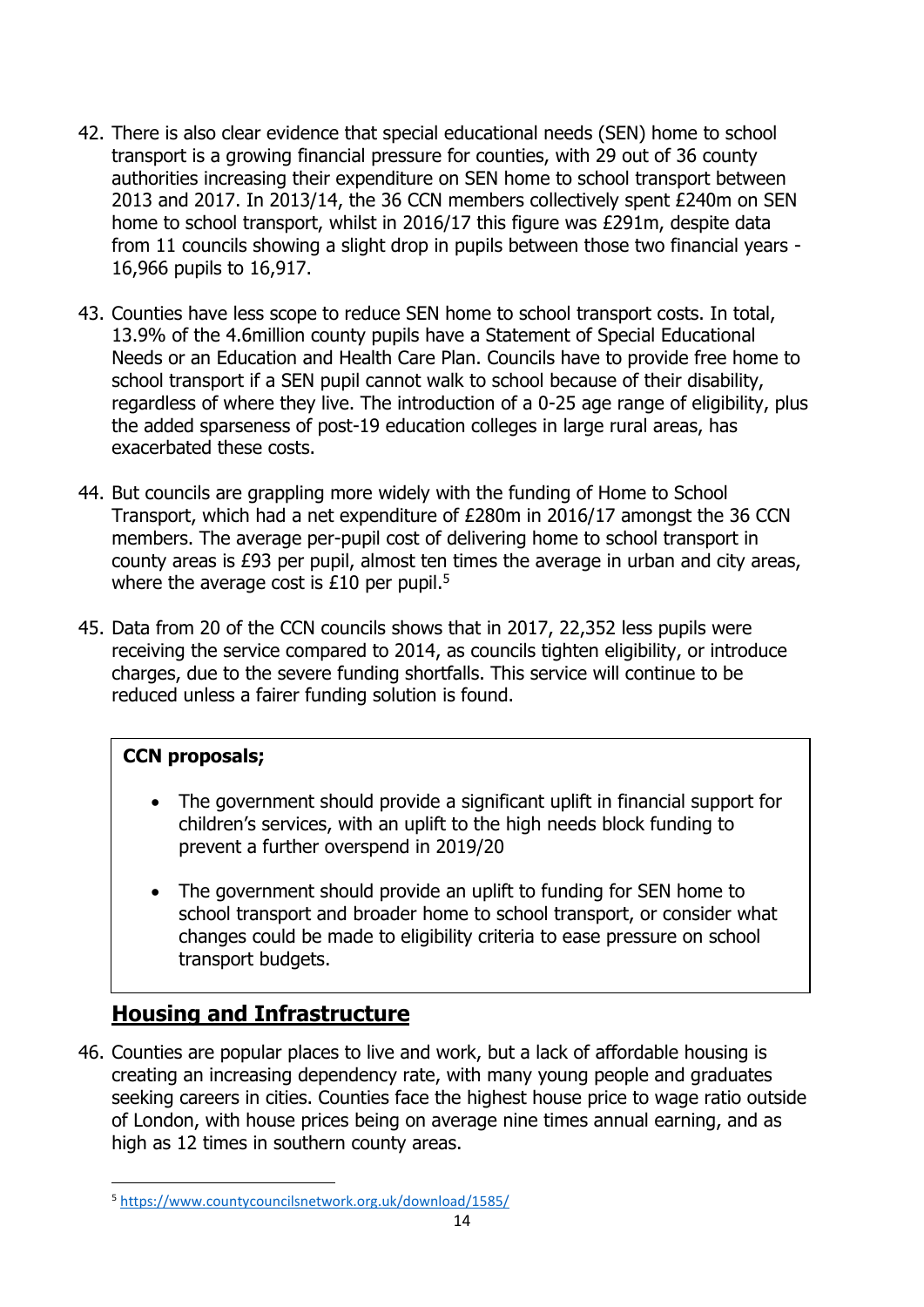42. There is also clear evidence that special educational needs (SEN) home to school transport is a growing financial pressure for counties, with 29 out of 36 county authorities increasing their expenditure on SEN home to school transport between 2013 and 2017. In 2013/14, the 36 CCN members collectively spent £240m on SEN home to school transport, whilst in 2016/17 this figure was £291m, despite data from 11 councils showing a slight drop in pupils between those two financial years - 16,966 pupils to 16,917.

43. Counties have less scope to reduce SEN home to school transport costs. In total, 13.9% of the 4.6million county pupils have a Statement of Special Educational Needs or an Education and Health Care Plan. Councils have to provide free home to school transport if a SEN pupil cannot walk to school because of their disability, regardless of where they live. The introduction of a 0-25 age range of eligibility, plus the added sparseness of post-19 education colleges in large rural areas, has exacerbated these costs.

44. But councils are grappling more widely with the funding of Home to School Transport, which had a net expenditure of £280m in 2016/17 amongst the 36 CCN members. The average per-pupil cost of delivering home to school transport in county areas is £93 per pupil, almost ten times the average in urban and city areas, where the average cost is £10 per pupil.[5]

45. Data from 20 of the CCN councils shows that in 2017, 22,352 less pupils were receiving the service compared to 2014, as councils tighten eligibility, or introduce charges, due to the severe funding shortfalls. This service will continue to be reduced unless a fairer funding solution is found.

**CCN proposals;**

- The government should provide a significant uplift in financial support for children's services, with an uplift to the high needs block funding to prevent a further overspend in 2019/20
- The government should provide an uplift to funding for SEN home to school transport and broader home to school transport, or consider what changes could be made to eligibility criteria to ease pressure on school transport budgets.

## Housing and Infrastructure

46. Counties are popular places to live and work, but a lack of affordable housing is creating an increasing dependency rate, with many young people and graduates seeking careers in cities. Counties face the highest house price to wage ratio outside of London, with house prices being on average nine times annual earning, and as high as 12 times in southern county areas.

---

[5] https://www.countycouncilsnetwork.org.uk/download/1585/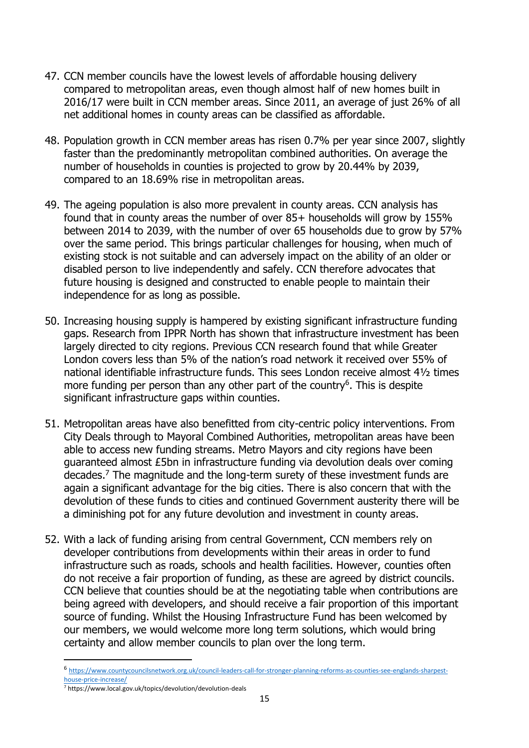47. CCN member councils have the lowest levels of affordable housing delivery compared to metropolitan areas, even though almost half of new homes built in 2016/17 were built in CCN member areas. Since 2011, an average of just 26% of all net additional homes in county areas can be classified as affordable.

48. Population growth in CCN member areas has risen 0.7% per year since 2007, slightly faster than the predominantly metropolitan combined authorities. On average the number of households in counties is projected to grow by 20.44% by 2039, compared to an 18.69% rise in metropolitan areas.

49. The ageing population is also more prevalent in county areas. CCN analysis has found that in county areas the number of over 85+ households will grow by 155% between 2014 to 2039, with the number of over 65 households due to grow by 57% over the same period. This brings particular challenges for housing, when much of existing stock is not suitable and can adversely impact on the ability of an older or disabled person to live independently and safely. CCN therefore advocates that future housing is designed and constructed to enable people to maintain their independence for as long as possible.

50. Increasing housing supply is hampered by existing significant infrastructure funding gaps. Research from IPPR North has shown that infrastructure investment has been largely directed to city regions. Previous CCN research found that while Greater London covers less than 5% of the nation's road network it received over 55% of national identifiable infrastructure funds. This sees London receive almost 4½ times more funding per person than any other part of the country[6]. This is despite significant infrastructure gaps within counties.

51. Metropolitan areas have also benefitted from city-centric policy interventions. From City Deals through to Mayoral Combined Authorities, metropolitan areas have been able to access new funding streams. Metro Mayors and city regions have been guaranteed almost £5bn in infrastructure funding via devolution deals over coming decades.[7] The magnitude and the long-term surety of these investment funds are again a significant advantage for the big cities. There is also concern that with the devolution of these funds to cities and continued Government austerity there will be a diminishing pot for any future devolution and investment in county areas.

52. With a lack of funding arising from central Government, CCN members rely on developer contributions from developments within their areas in order to fund infrastructure such as roads, schools and health facilities. However, counties often do not receive a fair proportion of funding, as these are agreed by district councils. CCN believe that counties should be at the negotiating table when contributions are being agreed with developers, and should receive a fair proportion of this important source of funding. Whilst the Housing Infrastructure Fund has been welcomed by our members, we would welcome more long term solutions, which would bring certainty and allow member councils to plan over the long term.

---

[6] https://www.countycouncilsnetwork.org.uk/council-leaders-call-for-stronger-planning-reforms-as-counties-see-englands-sharpest-house-price-increase/

[7] https://www.local.gov.uk/topics/devolution/devolution-deals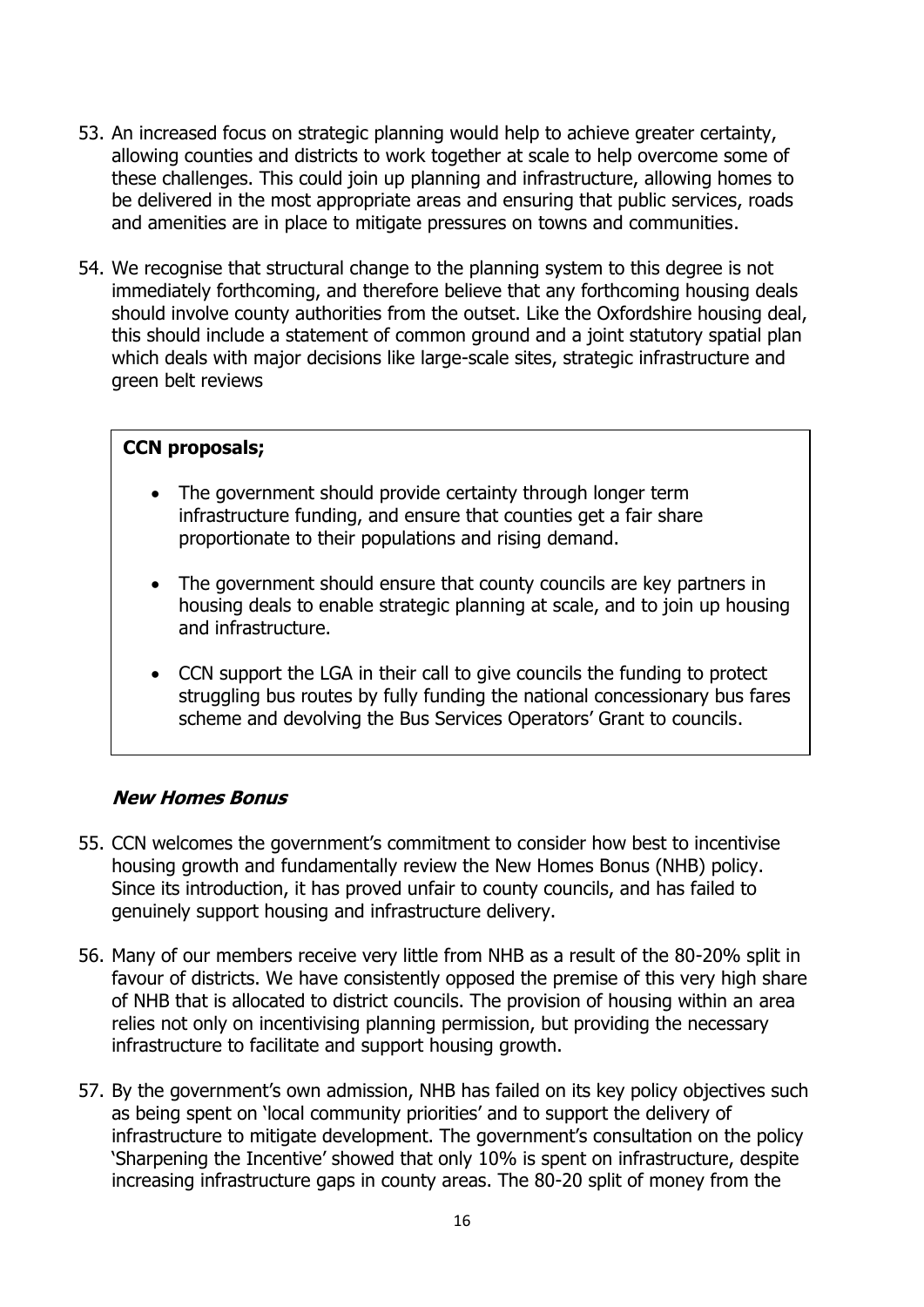53. An increased focus on strategic planning would help to achieve greater certainty, allowing counties and districts to work together at scale to help overcome some of these challenges. This could join up planning and infrastructure, allowing homes to be delivered in the most appropriate areas and ensuring that public services, roads and amenities are in place to mitigate pressures on towns and communities.

54. We recognise that structural change to the planning system to this degree is not immediately forthcoming, and therefore believe that any forthcoming housing deals should involve county authorities from the outset. Like the Oxfordshire housing deal, this should include a statement of common ground and a joint statutory spatial plan which deals with major decisions like large-scale sites, strategic infrastructure and green belt reviews

**CCN proposals;**

- The government should provide certainty through longer term infrastructure funding, and ensure that counties get a fair share proportionate to their populations and rising demand.
- The government should ensure that county councils are key partners in housing deals to enable strategic planning at scale, and to join up housing and infrastructure.
- CCN support the LGA in their call to give councils the funding to protect struggling bus routes by fully funding the national concessionary bus fares scheme and devolving the Bus Services Operators' Grant to councils.

### *New Homes Bonus*

55. CCN welcomes the government's commitment to consider how best to incentivise housing growth and fundamentally review the New Homes Bonus (NHB) policy. Since its introduction, it has proved unfair to county councils, and has failed to genuinely support housing and infrastructure delivery.

56. Many of our members receive very little from NHB as a result of the 80-20% split in favour of districts. We have consistently opposed the premise of this very high share of NHB that is allocated to district councils. The provision of housing within an area relies not only on incentivising planning permission, but providing the necessary infrastructure to facilitate and support housing growth.

57. By the government's own admission, NHB has failed on its key policy objectives such as being spent on 'local community priorities' and to support the delivery of infrastructure to mitigate development. The government's consultation on the policy 'Sharpening the Incentive' showed that only 10% is spent on infrastructure, despite increasing infrastructure gaps in county areas. The 80-20 split of money from the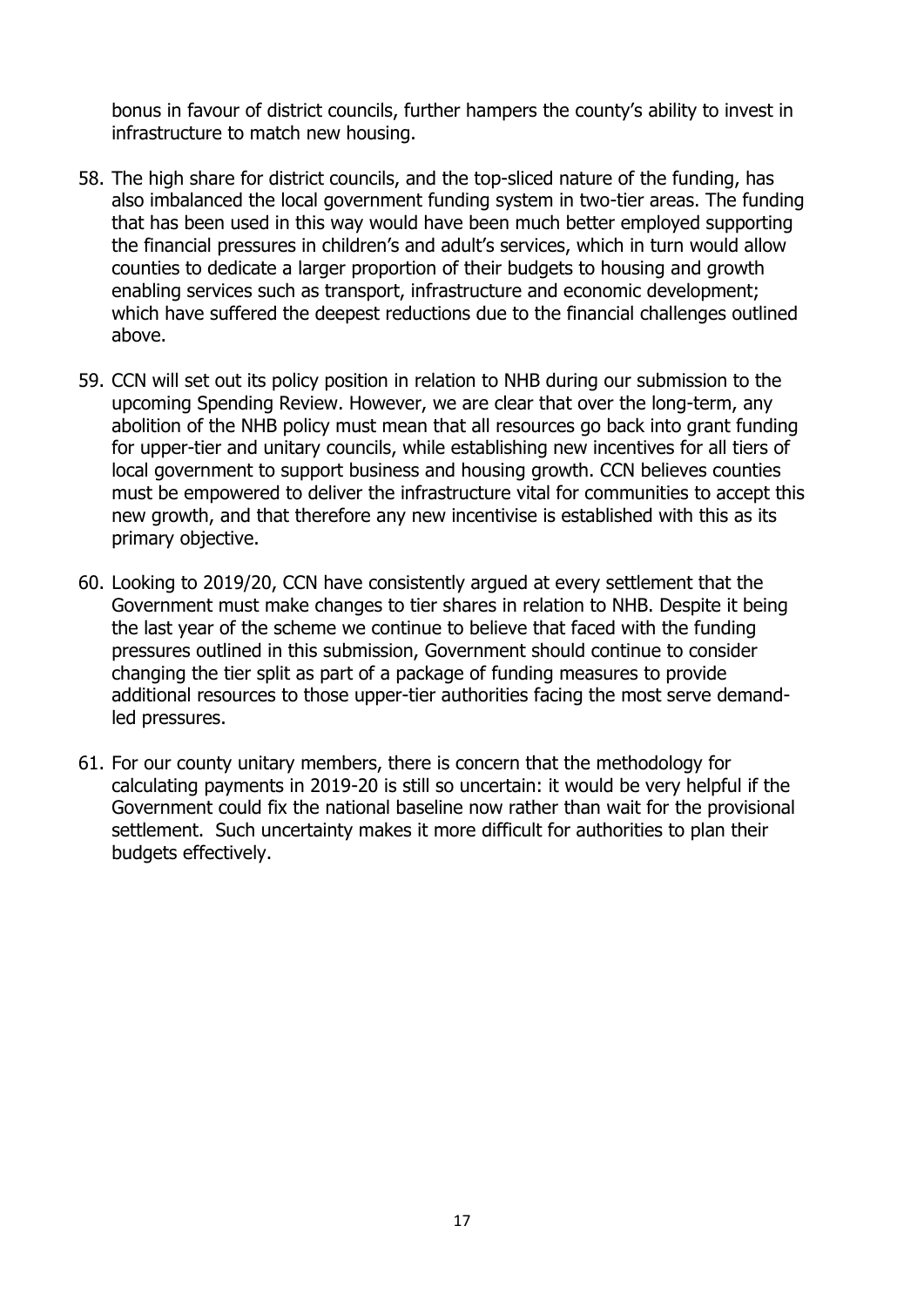bonus in favour of district councils, further hampers the county's ability to invest in infrastructure to match new housing.

58. The high share for district councils, and the top-sliced nature of the funding, has also imbalanced the local government funding system in two-tier areas. The funding that has been used in this way would have been much better employed supporting the financial pressures in children's and adult's services, which in turn would allow counties to dedicate a larger proportion of their budgets to housing and growth enabling services such as transport, infrastructure and economic development; which have suffered the deepest reductions due to the financial challenges outlined above.

59. CCN will set out its policy position in relation to NHB during our submission to the upcoming Spending Review. However, we are clear that over the long-term, any abolition of the NHB policy must mean that all resources go back into grant funding for upper-tier and unitary councils, while establishing new incentives for all tiers of local government to support business and housing growth. CCN believes counties must be empowered to deliver the infrastructure vital for communities to accept this new growth, and that therefore any new incentivise is established with this as its primary objective.

60. Looking to 2019/20, CCN have consistently argued at every settlement that the Government must make changes to tier shares in relation to NHB. Despite it being the last year of the scheme we continue to believe that faced with the funding pressures outlined in this submission, Government should continue to consider changing the tier split as part of a package of funding measures to provide additional resources to those upper-tier authorities facing the most serve demand-led pressures.

61. For our county unitary members, there is concern that the methodology for calculating payments in 2019-20 is still so uncertain: it would be very helpful if the Government could fix the national baseline now rather than wait for the provisional settlement. Such uncertainty makes it more difficult for authorities to plan their budgets effectively.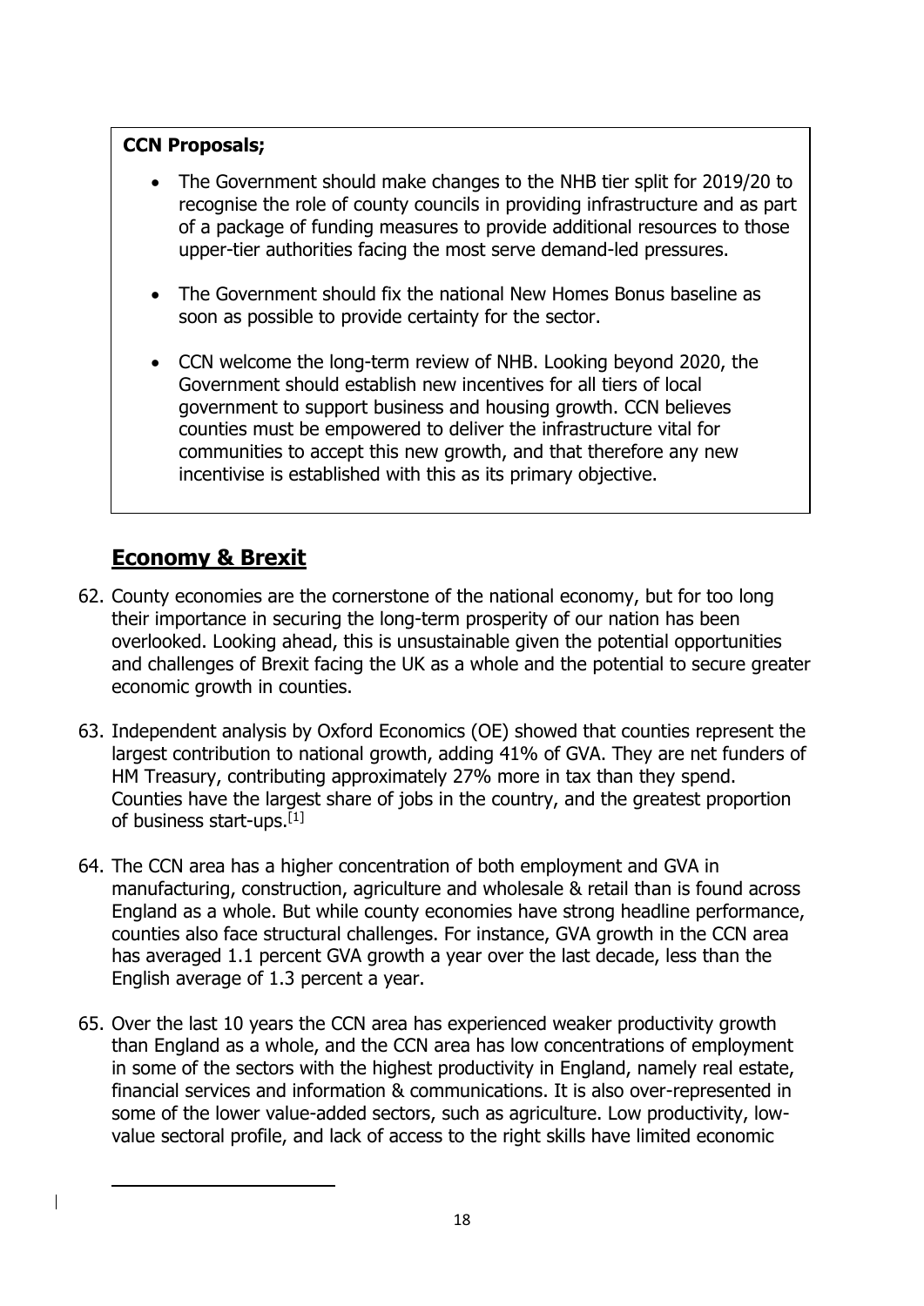**CCN Proposals;**

- The Government should make changes to the NHB tier split for 2019/20 to recognise the role of county councils in providing infrastructure and as part of a package of funding measures to provide additional resources to those upper-tier authorities facing the most serve demand-led pressures.
- The Government should fix the national New Homes Bonus baseline as soon as possible to provide certainty for the sector.
- CCN welcome the long-term review of NHB. Looking beyond 2020, the Government should establish new incentives for all tiers of local government to support business and housing growth. CCN believes counties must be empowered to deliver the infrastructure vital for communities to accept this new growth, and that therefore any new incentivise is established with this as its primary objective.

## Economy & Brexit

62. County economies are the cornerstone of the national economy, but for too long their importance in securing the long-term prosperity of our nation has been overlooked. Looking ahead, this is unsustainable given the potential opportunities and challenges of Brexit facing the UK as a whole and the potential to secure greater economic growth in counties.

63. Independent analysis by Oxford Economics (OE) showed that counties represent the largest contribution to national growth, adding 41% of GVA. They are net funders of HM Treasury, contributing approximately 27% more in tax than they spend. Counties have the largest share of jobs in the country, and the greatest proportion of business start-ups.[1]

64. The CCN area has a higher concentration of both employment and GVA in manufacturing, construction, agriculture and wholesale & retail than is found across England as a whole. But while county economies have strong headline performance, counties also face structural challenges. For instance, GVA growth in the CCN area has averaged 1.1 percent GVA growth a year over the last decade, less than the English average of 1.3 percent a year.

65. Over the last 10 years the CCN area has experienced weaker productivity growth than England as a whole, and the CCN area has low concentrations of employment in some of the sectors with the highest productivity in England, namely real estate, financial services and information & communications. It is also over-represented in some of the lower value-added sectors, such as agriculture. Low productivity, low-value sectoral profile, and lack of access to the right skills have limited economic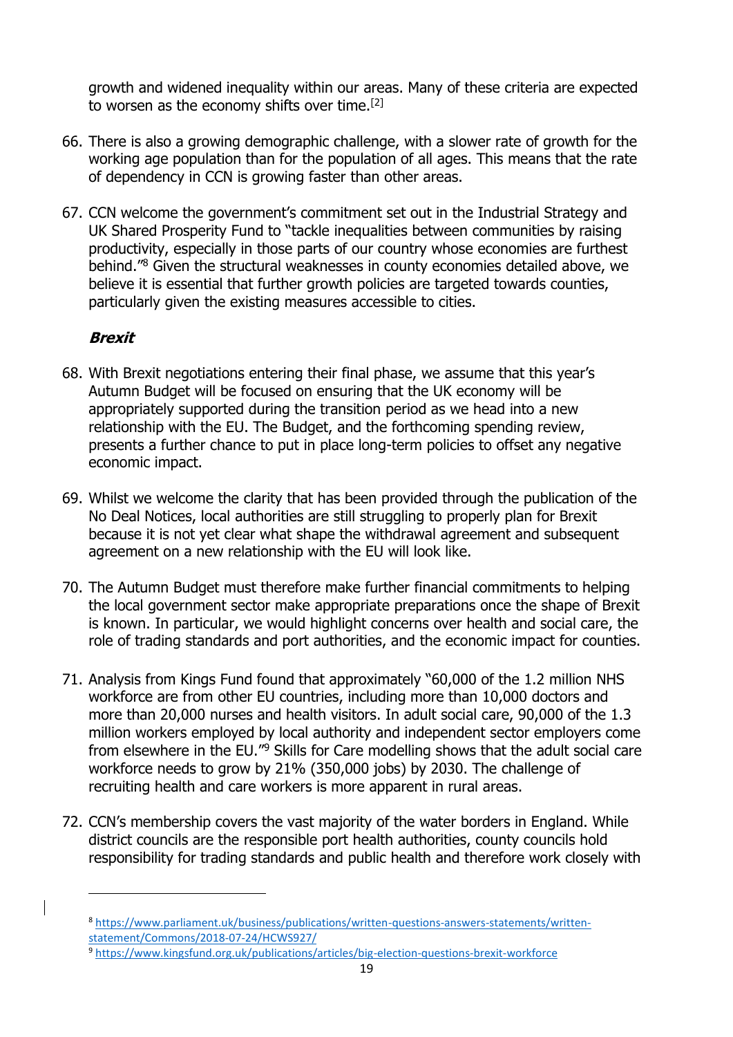growth and widened inequality within our areas. Many of these criteria are expected to worsen as the economy shifts over time.[2]

66. There is also a growing demographic challenge, with a slower rate of growth for the working age population than for the population of all ages. This means that the rate of dependency in CCN is growing faster than other areas.

67. CCN welcome the government's commitment set out in the Industrial Strategy and UK Shared Prosperity Fund to "tackle inequalities between communities by raising productivity, especially in those parts of our country whose economies are furthest behind."[8] Given the structural weaknesses in county economies detailed above, we believe it is essential that further growth policies are targeted towards counties, particularly given the existing measures accessible to cities.

### ***Brexit***

68. With Brexit negotiations entering their final phase, we assume that this year's Autumn Budget will be focused on ensuring that the UK economy will be appropriately supported during the transition period as we head into a new relationship with the EU. The Budget, and the forthcoming spending review, presents a further chance to put in place long-term policies to offset any negative economic impact.

69. Whilst we welcome the clarity that has been provided through the publication of the No Deal Notices, local authorities are still struggling to properly plan for Brexit because it is not yet clear what shape the withdrawal agreement and subsequent agreement on a new relationship with the EU will look like.

70. The Autumn Budget must therefore make further financial commitments to helping the local government sector make appropriate preparations once the shape of Brexit is known. In particular, we would highlight concerns over health and social care, the role of trading standards and port authorities, and the economic impact for counties.

71. Analysis from Kings Fund found that approximately "60,000 of the 1.2 million NHS workforce are from other EU countries, including more than 10,000 doctors and more than 20,000 nurses and health visitors. In adult social care, 90,000 of the 1.3 million workers employed by local authority and independent sector employers come from elsewhere in the EU."[9] Skills for Care modelling shows that the adult social care workforce needs to grow by 21% (350,000 jobs) by 2030. The challenge of recruiting health and care workers is more apparent in rural areas.

72. CCN's membership covers the vast majority of the water borders in England. While district councils are the responsible port health authorities, county councils hold responsibility for trading standards and public health and therefore work closely with

---

[8] https://www.parliament.uk/business/publications/written-questions-answers-statements/written-statement/Commons/2018-07-24/HCWS927/

[9] https://www.kingsfund.org.uk/publications/articles/big-election-questions-brexit-workforce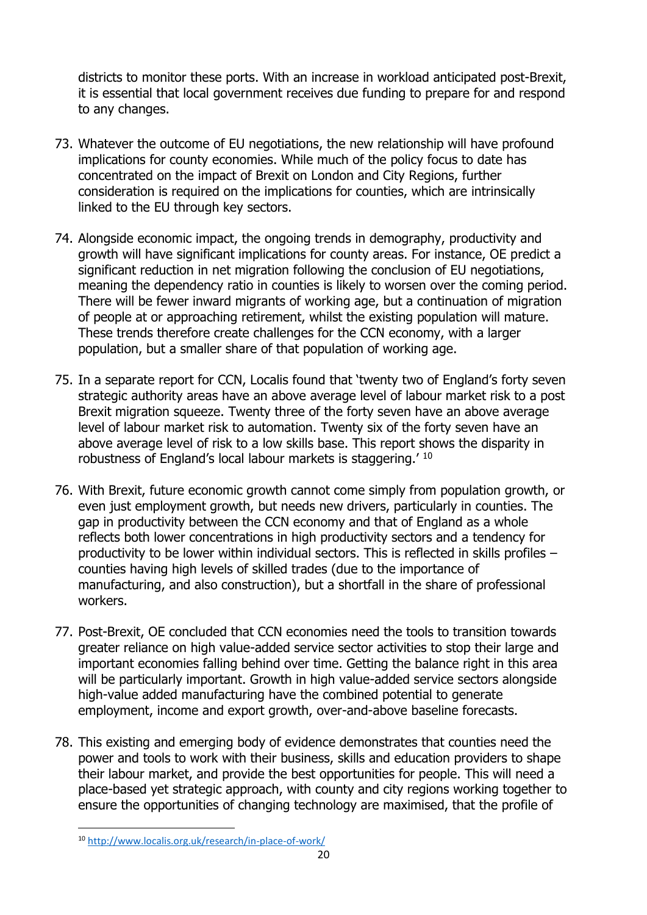districts to monitor these ports. With an increase in workload anticipated post-Brexit, it is essential that local government receives due funding to prepare for and respond to any changes.

73. Whatever the outcome of EU negotiations, the new relationship will have profound implications for county economies. While much of the policy focus to date has concentrated on the impact of Brexit on London and City Regions, further consideration is required on the implications for counties, which are intrinsically linked to the EU through key sectors.

74. Alongside economic impact, the ongoing trends in demography, productivity and growth will have significant implications for county areas. For instance, OE predict a significant reduction in net migration following the conclusion of EU negotiations, meaning the dependency ratio in counties is likely to worsen over the coming period. There will be fewer inward migrants of working age, but a continuation of migration of people at or approaching retirement, whilst the existing population will mature. These trends therefore create challenges for the CCN economy, with a larger population, but a smaller share of that population of working age.

75. In a separate report for CCN, Localis found that 'twenty two of England's forty seven strategic authority areas have an above average level of labour market risk to a post Brexit migration squeeze. Twenty three of the forty seven have an above average level of labour market risk to automation. Twenty six of the forty seven have an above average level of risk to a low skills base. This report shows the disparity in robustness of England's local labour markets is staggering.' [10]

76. With Brexit, future economic growth cannot come simply from population growth, or even just employment growth, but needs new drivers, particularly in counties. The gap in productivity between the CCN economy and that of England as a whole reflects both lower concentrations in high productivity sectors and a tendency for productivity to be lower within individual sectors. This is reflected in skills profiles – counties having high levels of skilled trades (due to the importance of manufacturing, and also construction), but a shortfall in the share of professional workers.

77. Post-Brexit, OE concluded that CCN economies need the tools to transition towards greater reliance on high value-added service sector activities to stop their large and important economies falling behind over time. Getting the balance right in this area will be particularly important. Growth in high value-added service sectors alongside high-value added manufacturing have the combined potential to generate employment, income and export growth, over-and-above baseline forecasts.

78. This existing and emerging body of evidence demonstrates that counties need the power and tools to work with their business, skills and education providers to shape their labour market, and provide the best opportunities for people. This will need a place-based yet strategic approach, with county and city regions working together to ensure the opportunities of changing technology are maximised, that the profile of

[10] http://www.localis.org.uk/research/in-place-of-work/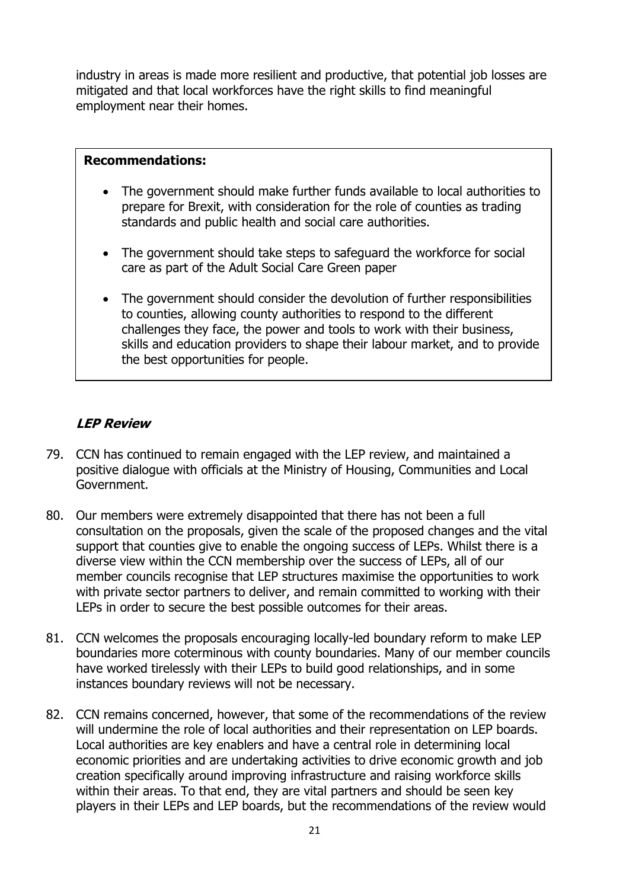industry in areas is made more resilient and productive, that potential job losses are mitigated and that local workforces have the right skills to find meaningful employment near their homes.

**Recommendations:**

- The government should make further funds available to local authorities to prepare for Brexit, with consideration for the role of counties as trading standards and public health and social care authorities.
- The government should take steps to safeguard the workforce for social care as part of the Adult Social Care Green paper
- The government should consider the devolution of further responsibilities to counties, allowing county authorities to respond to the different challenges they face, the power and tools to work with their business, skills and education providers to shape their labour market, and to provide the best opportunities for people.

### ***LEP Review***

79. CCN has continued to remain engaged with the LEP review, and maintained a positive dialogue with officials at the Ministry of Housing, Communities and Local Government.

80. Our members were extremely disappointed that there has not been a full consultation on the proposals, given the scale of the proposed changes and the vital support that counties give to enable the ongoing success of LEPs. Whilst there is a diverse view within the CCN membership over the success of LEPs, all of our member councils recognise that LEP structures maximise the opportunities to work with private sector partners to deliver, and remain committed to working with their LEPs in order to secure the best possible outcomes for their areas.

81. CCN welcomes the proposals encouraging locally-led boundary reform to make LEP boundaries more coterminous with county boundaries. Many of our member councils have worked tirelessly with their LEPs to build good relationships, and in some instances boundary reviews will not be necessary.

82. CCN remains concerned, however, that some of the recommendations of the review will undermine the role of local authorities and their representation on LEP boards. Local authorities are key enablers and have a central role in determining local economic priorities and are undertaking activities to drive economic growth and job creation specifically around improving infrastructure and raising workforce skills within their areas. To that end, they are vital partners and should be seen key players in their LEPs and LEP boards, but the recommendations of the review would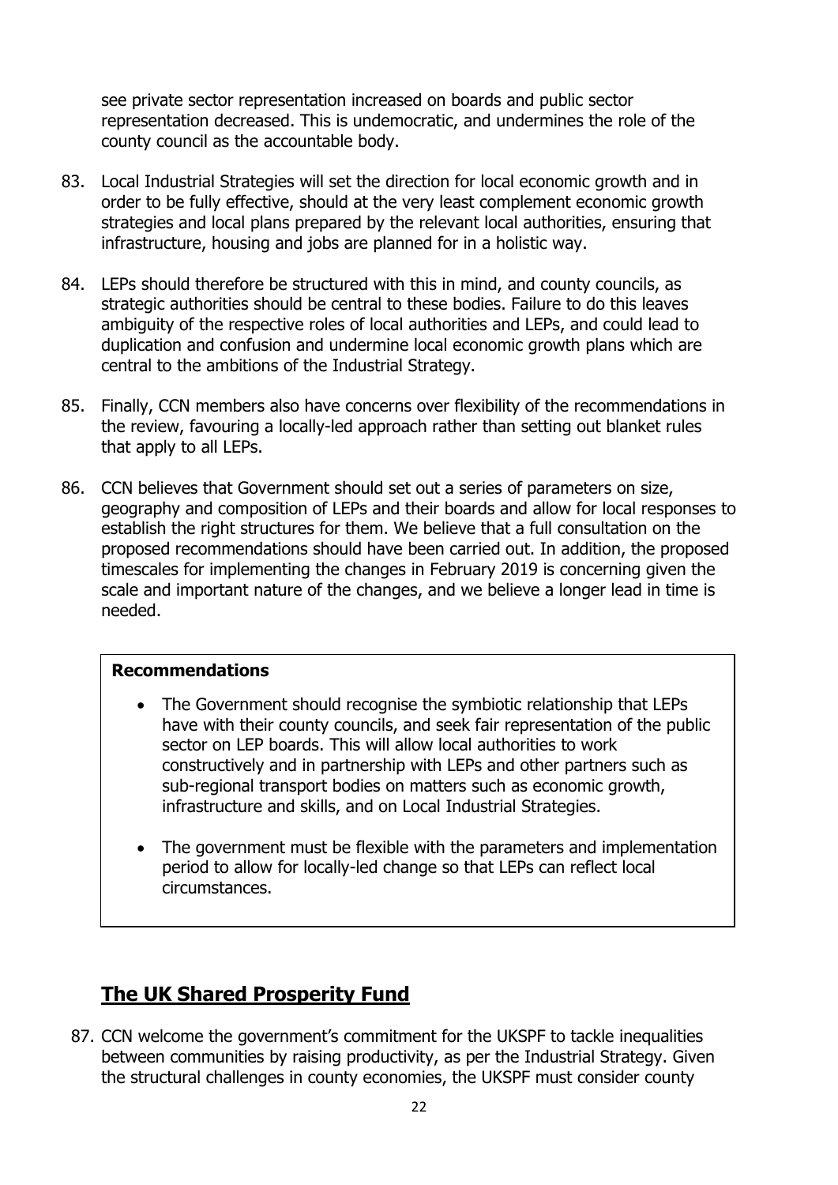see private sector representation increased on boards and public sector representation decreased. This is undemocratic, and undermines the role of the county council as the accountable body.

83. Local Industrial Strategies will set the direction for local economic growth and in order to be fully effective, should at the very least complement economic growth strategies and local plans prepared by the relevant local authorities, ensuring that infrastructure, housing and jobs are planned for in a holistic way.

84. LEPs should therefore be structured with this in mind, and county councils, as strategic authorities should be central to these bodies. Failure to do this leaves ambiguity of the respective roles of local authorities and LEPs, and could lead to duplication and confusion and undermine local economic growth plans which are central to the ambitions of the Industrial Strategy.

85. Finally, CCN members also have concerns over flexibility of the recommendations in the review, favouring a locally-led approach rather than setting out blanket rules that apply to all LEPs.

86. CCN believes that Government should set out a series of parameters on size, geography and composition of LEPs and their boards and allow for local responses to establish the right structures for them. We believe that a full consultation on the proposed recommendations should have been carried out. In addition, the proposed timescales for implementing the changes in February 2019 is concerning given the scale and important nature of the changes, and we believe a longer lead in time is needed.

**Recommendations**

- The Government should recognise the symbiotic relationship that LEPs have with their county councils, and seek fair representation of the public sector on LEP boards. This will allow local authorities to work constructively and in partnership with LEPs and other partners such as sub-regional transport bodies on matters such as economic growth, infrastructure and skills, and on Local Industrial Strategies.
- The government must be flexible with the parameters and implementation period to allow for locally-led change so that LEPs can reflect local circumstances.

## The UK Shared Prosperity Fund

87. CCN welcome the government's commitment for the UKSPF to tackle inequalities between communities by raising productivity, as per the Industrial Strategy. Given the structural challenges in county economies, the UKSPF must consider county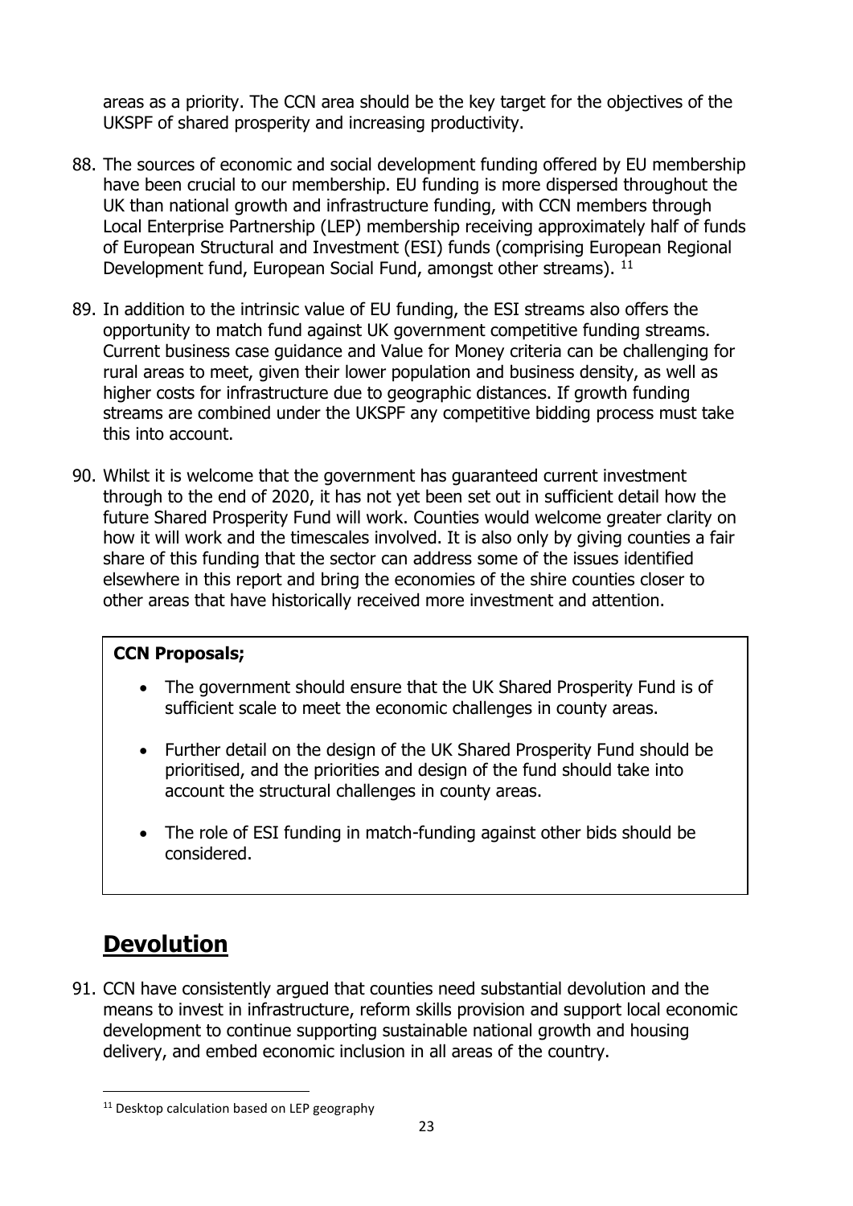areas as a priority. The CCN area should be the key target for the objectives of the UKSPF of shared prosperity and increasing productivity.

88. The sources of economic and social development funding offered by EU membership have been crucial to our membership. EU funding is more dispersed throughout the UK than national growth and infrastructure funding, with CCN members through Local Enterprise Partnership (LEP) membership receiving approximately half of funds of European Structural and Investment (ESI) funds (comprising European Regional Development fund, European Social Fund, amongst other streams). [11]

89. In addition to the intrinsic value of EU funding, the ESI streams also offers the opportunity to match fund against UK government competitive funding streams. Current business case guidance and Value for Money criteria can be challenging for rural areas to meet, given their lower population and business density, as well as higher costs for infrastructure due to geographic distances. If growth funding streams are combined under the UKSPF any competitive bidding process must take this into account.

90. Whilst it is welcome that the government has guaranteed current investment through to the end of 2020, it has not yet been set out in sufficient detail how the future Shared Prosperity Fund will work. Counties would welcome greater clarity on how it will work and the timescales involved. It is also only by giving counties a fair share of this funding that the sector can address some of the issues identified elsewhere in this report and bring the economies of the shire counties closer to other areas that have historically received more investment and attention.

**CCN Proposals;**

- The government should ensure that the UK Shared Prosperity Fund is of sufficient scale to meet the economic challenges in county areas.
- Further detail on the design of the UK Shared Prosperity Fund should be prioritised, and the priorities and design of the fund should take into account the structural challenges in county areas.
- The role of ESI funding in match-funding against other bids should be considered.

## Devolution

91. CCN have consistently argued that counties need substantial devolution and the means to invest in infrastructure, reform skills provision and support local economic development to continue supporting sustainable national growth and housing delivery, and embed economic inclusion in all areas of the country.

[11] Desktop calculation based on LEP geography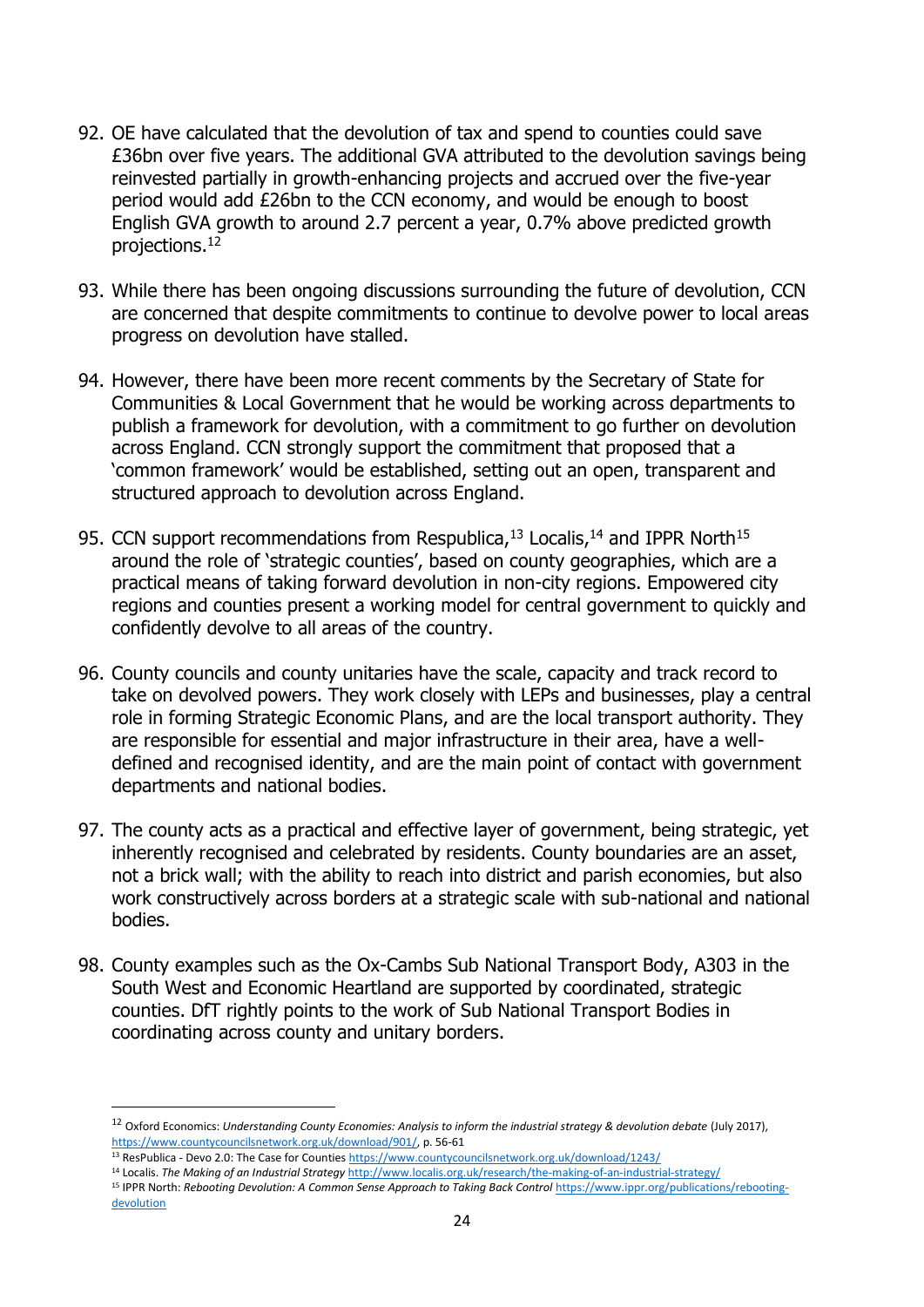92. OE have calculated that the devolution of tax and spend to counties could save £36bn over five years. The additional GVA attributed to the devolution savings being reinvested partially in growth-enhancing projects and accrued over the five-year period would add £26bn to the CCN economy, and would be enough to boost English GVA growth to around 2.7 percent a year, 0.7% above predicted growth projections.[12]

93. While there has been ongoing discussions surrounding the future of devolution, CCN are concerned that despite commitments to continue to devolve power to local areas progress on devolution have stalled.

94. However, there have been more recent comments by the Secretary of State for Communities & Local Government that he would be working across departments to publish a framework for devolution, with a commitment to go further on devolution across England. CCN strongly support the commitment that proposed that a 'common framework' would be established, setting out an open, transparent and structured approach to devolution across England.

95. CCN support recommendations from Respublica,[13] Localis,[14] and IPPR North[15] around the role of 'strategic counties', based on county geographies, which are a practical means of taking forward devolution in non-city regions. Empowered city regions and counties present a working model for central government to quickly and confidently devolve to all areas of the country.

96. County councils and county unitaries have the scale, capacity and track record to take on devolved powers. They work closely with LEPs and businesses, play a central role in forming Strategic Economic Plans, and are the local transport authority. They are responsible for essential and major infrastructure in their area, have a well-defined and recognised identity, and are the main point of contact with government departments and national bodies.

97. The county acts as a practical and effective layer of government, being strategic, yet inherently recognised and celebrated by residents. County boundaries are an asset, not a brick wall; with the ability to reach into district and parish economies, but also work constructively across borders at a strategic scale with sub-national and national bodies.

98. County examples such as the Ox-Cambs Sub National Transport Body, A303 in the South West and Economic Heartland are supported by coordinated, strategic counties. DfT rightly points to the work of Sub National Transport Bodies in coordinating across county and unitary borders.

---

[12] Oxford Economics: *Understanding County Economies: Analysis to inform the industrial strategy & devolution debate* (July 2017), https://www.countycouncilsnetwork.org.uk/download/901/, p. 56-61

[13] ResPublica - Devo 2.0: The Case for Counties https://www.countycouncilsnetwork.org.uk/download/1243/

[14] Localis. *The Making of an Industrial Strategy* http://www.localis.org.uk/research/the-making-of-an-industrial-strategy/

[15] IPPR North: *Rebooting Devolution: A Common Sense Approach to Taking Back Control* https://www.ippr.org/publications/rebooting-devolution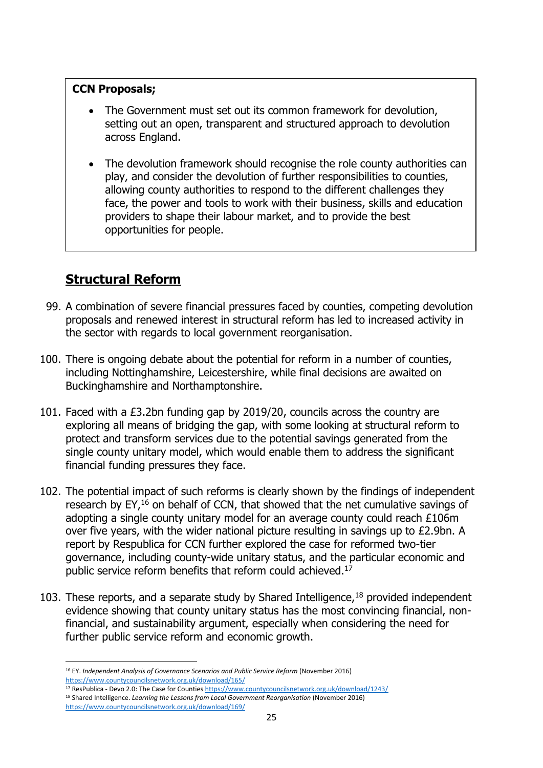**CCN Proposals;**

- The Government must set out its common framework for devolution, setting out an open, transparent and structured approach to devolution across England.
- The devolution framework should recognise the role county authorities can play, and consider the devolution of further responsibilities to counties, allowing county authorities to respond to the different challenges they face, the power and tools to work with their business, skills and education providers to shape their labour market, and to provide the best opportunities for people.

## Structural Reform

99. A combination of severe financial pressures faced by counties, competing devolution proposals and renewed interest in structural reform has led to increased activity in the sector with regards to local government reorganisation.

100. There is ongoing debate about the potential for reform in a number of counties, including Nottinghamshire, Leicestershire, while final decisions are awaited on Buckinghamshire and Northamptonshire.

101. Faced with a £3.2bn funding gap by 2019/20, councils across the country are exploring all means of bridging the gap, with some looking at structural reform to protect and transform services due to the potential savings generated from the single county unitary model, which would enable them to address the significant financial funding pressures they face.

102. The potential impact of such reforms is clearly shown by the findings of independent research by EY,[16] on behalf of CCN, that showed that the net cumulative savings of adopting a single county unitary model for an average county could reach £106m over five years, with the wider national picture resulting in savings up to £2.9bn. A report by Respublica for CCN further explored the case for reformed two-tier governance, including county-wide unitary status, and the particular economic and public service reform benefits that reform could achieved.[17]

103. These reports, and a separate study by Shared Intelligence,[18] provided independent evidence showing that county unitary status has the most convincing financial, non-financial, and sustainability argument, especially when considering the need for further public service reform and economic growth.

---

[16] EY. *Independent Analysis of Governance Scenarios and Public Service Reform* (November 2016) https://www.countycouncilsnetwork.org.uk/download/165/

[17] ResPublica - Devo 2.0: The Case for Counties https://www.countycouncilsnetwork.org.uk/download/1243/

[18] Shared Intelligence. *Learning the Lessons from Local Government Reorganisation* (November 2016) https://www.countycouncilsnetwork.org.uk/download/169/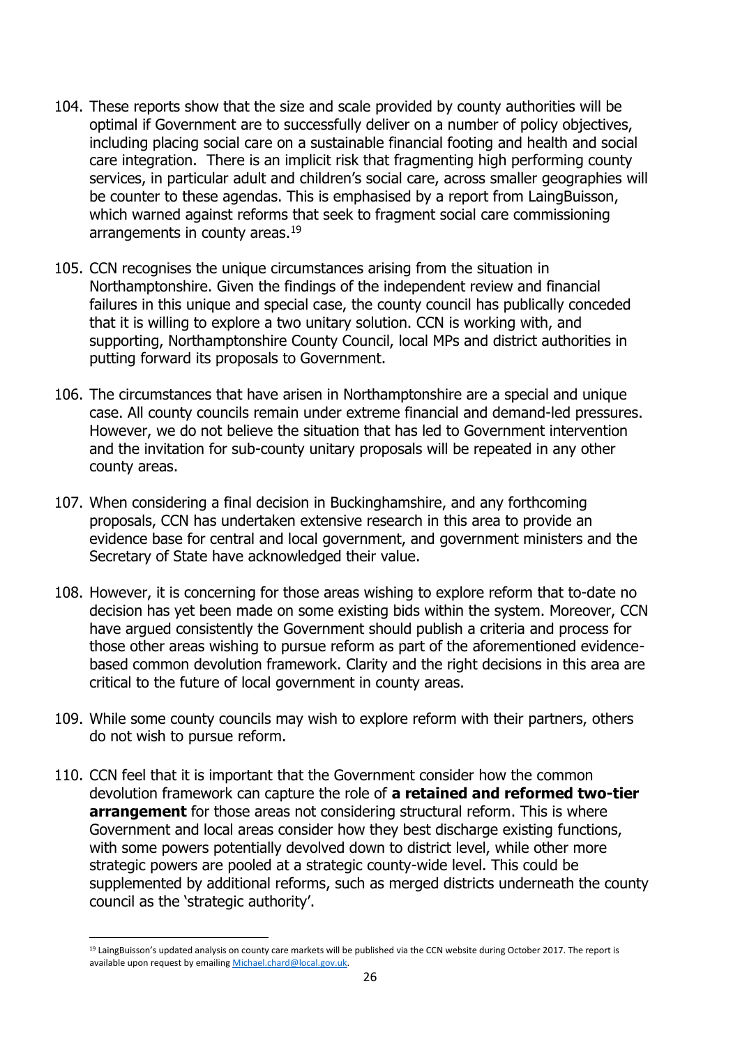104. These reports show that the size and scale provided by county authorities will be optimal if Government are to successfully deliver on a number of policy objectives, including placing social care on a sustainable financial footing and health and social care integration. There is an implicit risk that fragmenting high performing county services, in particular adult and children's social care, across smaller geographies will be counter to these agendas. This is emphasised by a report from LaingBuisson, which warned against reforms that seek to fragment social care commissioning arrangements in county areas.[19]

105. CCN recognises the unique circumstances arising from the situation in Northamptonshire. Given the findings of the independent review and financial failures in this unique and special case, the county council has publically conceded that it is willing to explore a two unitary solution. CCN is working with, and supporting, Northamptonshire County Council, local MPs and district authorities in putting forward its proposals to Government.

106. The circumstances that have arisen in Northamptonshire are a special and unique case. All county councils remain under extreme financial and demand-led pressures. However, we do not believe the situation that has led to Government intervention and the invitation for sub-county unitary proposals will be repeated in any other county areas.

107. When considering a final decision in Buckinghamshire, and any forthcoming proposals, CCN has undertaken extensive research in this area to provide an evidence base for central and local government, and government ministers and the Secretary of State have acknowledged their value.

108. However, it is concerning for those areas wishing to explore reform that to-date no decision has yet been made on some existing bids within the system. Moreover, CCN have argued consistently the Government should publish a criteria and process for those other areas wishing to pursue reform as part of the aforementioned evidence-based common devolution framework. Clarity and the right decisions in this area are critical to the future of local government in county areas.

109. While some county councils may wish to explore reform with their partners, others do not wish to pursue reform.

110. CCN feel that it is important that the Government consider how the common devolution framework can capture the role of **a retained and reformed two-tier arrangement** for those areas not considering structural reform. This is where Government and local areas consider how they best discharge existing functions, with some powers potentially devolved down to district level, while other more strategic powers are pooled at a strategic county-wide level. This could be supplemented by additional reforms, such as merged districts underneath the county council as the 'strategic authority'.

---

[19] LaingBuisson's updated analysis on county care markets will be published via the CCN website during October 2017. The report is available upon request by emailing Michael.chard@local.gov.uk.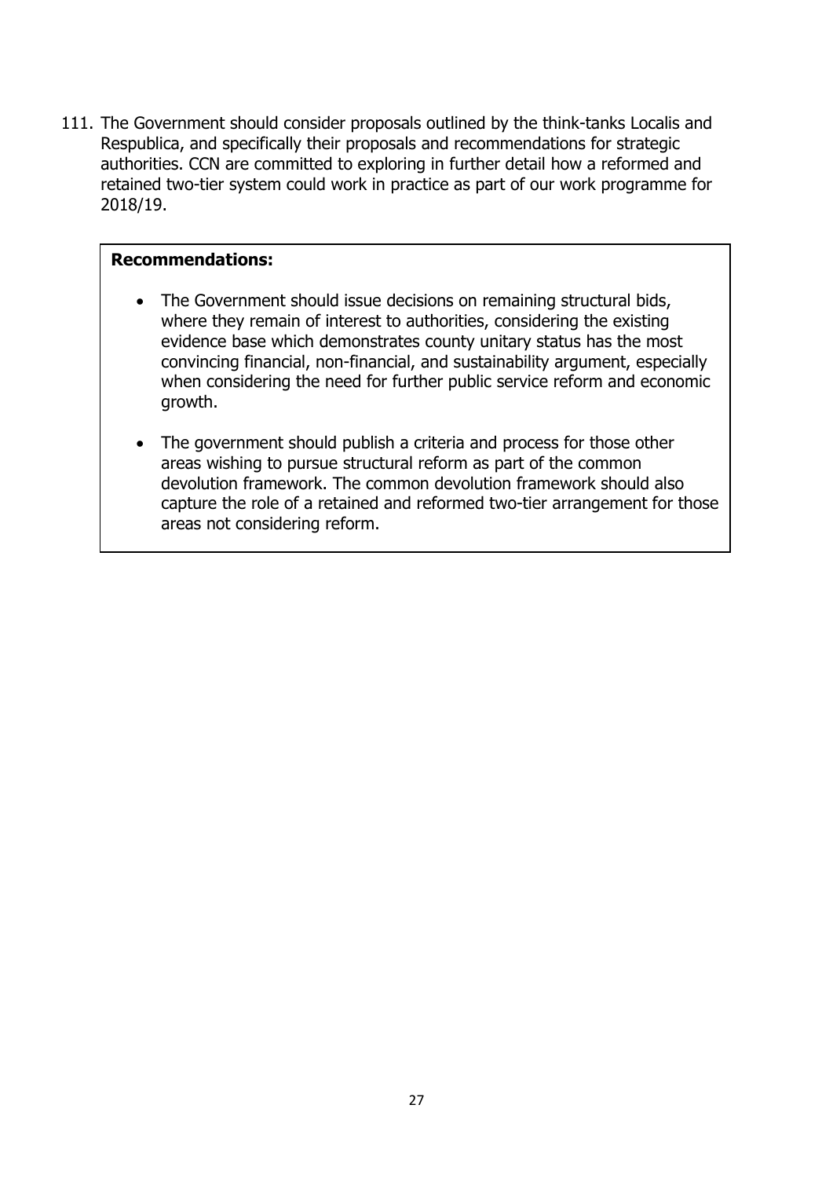111. The Government should consider proposals outlined by the think-tanks Localis and Respublica, and specifically their proposals and recommendations for strategic authorities. CCN are committed to exploring in further detail how a reformed and retained two-tier system could work in practice as part of our work programme for 2018/19.

**Recommendations:**

- The Government should issue decisions on remaining structural bids, where they remain of interest to authorities, considering the existing evidence base which demonstrates county unitary status has the most convincing financial, non-financial, and sustainability argument, especially when considering the need for further public service reform and economic growth.
- The government should publish a criteria and process for those other areas wishing to pursue structural reform as part of the common devolution framework. The common devolution framework should also capture the role of a retained and reformed two-tier arrangement for those areas not considering reform.